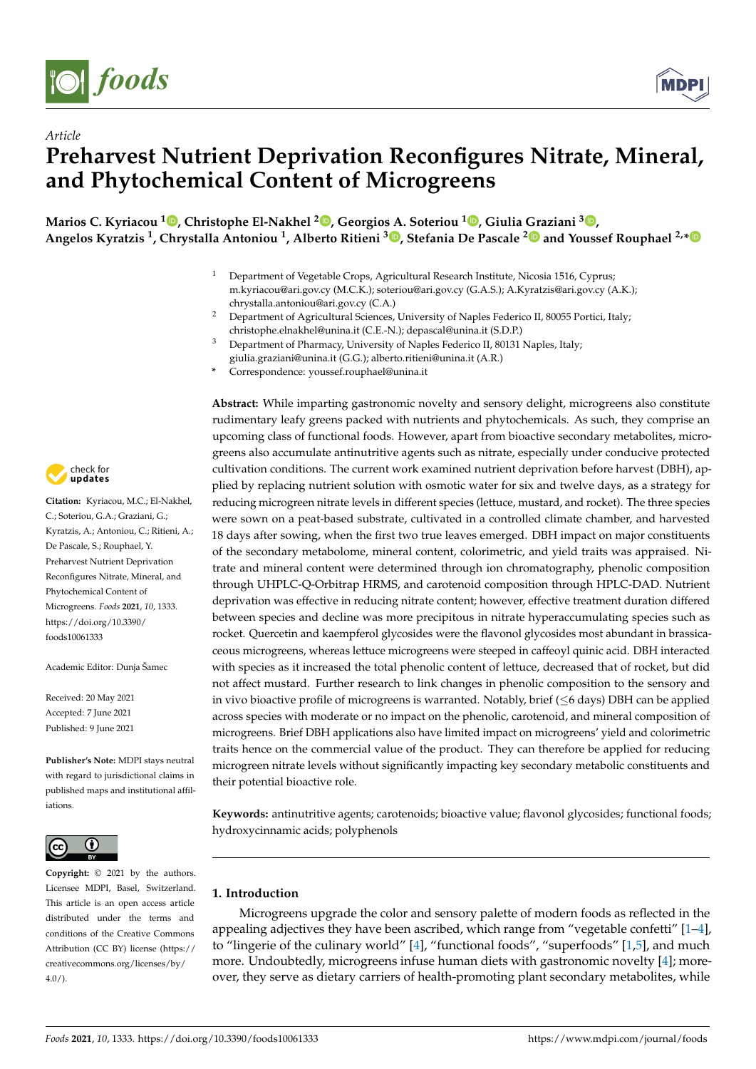*Article*

# Preharvest Nutrient Deprivation Reconfigures Nitrate, Mineral, and Phytochemical Content of Microgreens

**Marios C. Kyriacou [1], Christophe El-Nakhel [2], Georgios A. Soteriou [1], Giulia Graziani [3], Angelos Kyratzis [1], Chrystalla Antoniou [1], Alberto Ritieni [3], Stefania De Pascale [2] and Youssef Rouphael [2,*]**

[1] Department of Vegetable Crops, Agricultural Research Institute, Nicosia 1516, Cyprus; m.kyriacou@ari.gov.cy (M.C.K.); soteriou@ari.gov.cy (G.A.S.); A.Kyratzis@ari.gov.cy (A.K.); chrystalla.antoniou@ari.gov.cy (C.A.)

[2] Department of Agricultural Sciences, University of Naples Federico II, 80055 Portici, Italy; christophe.elnakhel@unina.it (C.E.-N.); depascal@unina.it (S.D.P.)

[3] Department of Pharmacy, University of Naples Federico II, 80131 Naples, Italy; giulia.graziani@unina.it (G.G.); alberto.ritieni@unina.it (A.R.)

* Correspondence: youssef.rouphael@unina.it

**Abstract:** While imparting gastronomic novelty and sensory delight, microgreens also constitute rudimentary leafy greens packed with nutrients and phytochemicals. As such, they comprise an upcoming class of functional foods. However, apart from bioactive secondary metabolites, microgreens also accumulate antinutritive agents such as nitrate, especially under conducive protected cultivation conditions. The current work examined nutrient deprivation before harvest (DBH), applied by replacing nutrient solution with osmotic water for six and twelve days, as a strategy for reducing microgreen nitrate levels in different species (lettuce, mustard, and rocket). The three species were sown on a peat-based substrate, cultivated in a controlled climate chamber, and harvested 18 days after sowing, when the first two true leaves emerged. DBH impact on major constituents of the secondary metabolome, mineral content, colorimetric, and yield traits was appraised. Nitrate and mineral content were determined through ion chromatography, phenolic composition through UHPLC-Q-Orbitrap HRMS, and carotenoid composition through HPLC-DAD. Nutrient deprivation was effective in reducing nitrate content; however, effective treatment duration differed between species and decline was more precipitous in nitrate hyperaccumulating species such as rocket. Quercetin and kaempferol glycosides were the flavonol glycosides most abundant in brassicaceous microgreens, whereas lettuce microgreens were steeped in caffeoyl quinic acid. DBH interacted with species as it increased the total phenolic content of lettuce, decreased that of rocket, but did not affect mustard. Further research to link changes in phenolic composition to the sensory and in vivo bioactive profile of microgreens is warranted. Notably, brief (≤6 days) DBH can be applied across species with moderate or no impact on the phenolic, carotenoid, and mineral composition of microgreens. Brief DBH applications also have limited impact on microgreens' yield and colorimetric traits hence on the commercial value of the product. They can therefore be applied for reducing microgreen nitrate levels without significantly impacting key secondary metabolic constituents and their potential bioactive role.

**Keywords:** antinutritive agents; carotenoids; bioactive value; flavonol glycosides; functional foods; hydroxycinnamic acids; polyphenols

**Citation:** Kyriacou, M.C.; El-Nakhel, C.; Soteriou, G.A.; Graziani, G.; Kyratzis, A.; Antoniou, C.; Ritieni, A.; De Pascale, S.; Rouphael, Y. Preharvest Nutrient Deprivation Reconfigures Nitrate, Mineral, and Phytochemical Content of Microgreens. *Foods* **2021**, *10*, 1333. https://doi.org/10.3390/foods10061333

Academic Editor: Dunja Šamec

Received: 20 May 2021
Accepted: 7 June 2021
Published: 9 June 2021

**Publisher's Note:** MDPI stays neutral with regard to jurisdictional claims in published maps and institutional affiliations.

**Copyright:** © 2021 by the authors. Licensee MDPI, Basel, Switzerland. This article is an open access article distributed under the terms and conditions of the Creative Commons Attribution (CC BY) license (https://creativecommons.org/licenses/by/4.0/).

## 1. Introduction

Microgreens upgrade the color and sensory palette of modern foods as reflected in the appealing adjectives they have been ascribed, which range from "vegetable confetti" [1–4], to "lingerie of the culinary world" [4], "functional foods", "superfoods" [1,5], and much more. Undoubtedly, microgreens infuse human diets with gastronomic novelty [4]; moreover, they serve as dietary carriers of health-promoting plant secondary metabolites, while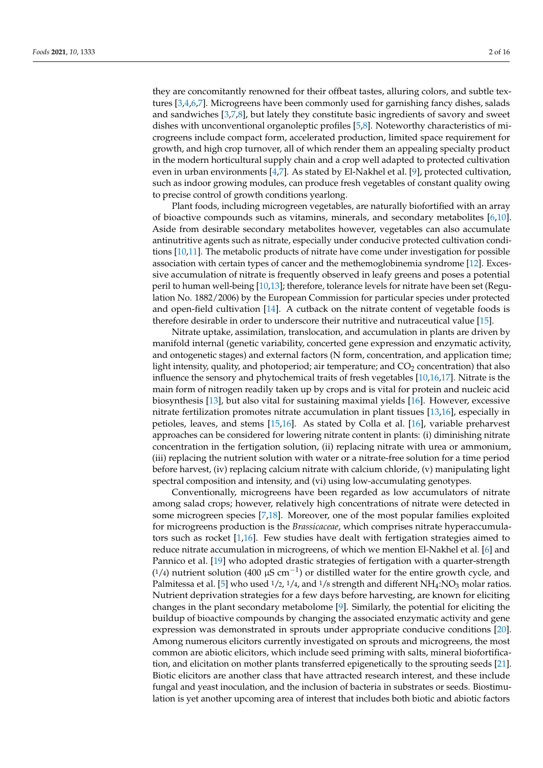they are concomitantly renowned for their offbeat tastes, alluring colors, and subtle textures [3,4,6,7]. Microgreens have been commonly used for garnishing fancy dishes, salads and sandwiches [3,7,8], but lately they constitute basic ingredients of savory and sweet dishes with unconventional organoleptic profiles [5,8]. Noteworthy characteristics of microgreens include compact form, accelerated production, limited space requirement for growth, and high crop turnover, all of which render them an appealing specialty product in the modern horticultural supply chain and a crop well adapted to protected cultivation even in urban environments [4,7]. As stated by El-Nakhel et al. [9], protected cultivation, such as indoor growing modules, can produce fresh vegetables of constant quality owing to precise control of growth conditions yearlong.

Plant foods, including microgreen vegetables, are naturally biofortified with an array of bioactive compounds such as vitamins, minerals, and secondary metabolites [6,10]. Aside from desirable secondary metabolites however, vegetables can also accumulate antinutritive agents such as nitrate, especially under conducive protected cultivation conditions [10,11]. The metabolic products of nitrate have come under investigation for possible association with certain types of cancer and the methemoglobinemia syndrome [12]. Excessive accumulation of nitrate is frequently observed in leafy greens and poses a potential peril to human well-being [10,13]; therefore, tolerance levels for nitrate have been set (Regulation No. 1882/2006) by the European Commission for particular species under protected and open-field cultivation [14]. A cutback on the nitrate content of vegetable foods is therefore desirable in order to underscore their nutritive and nutraceutical value [15].

Nitrate uptake, assimilation, translocation, and accumulation in plants are driven by manifold internal (genetic variability, concerted gene expression and enzymatic activity, and ontogenetic stages) and external factors (N form, concentration, and application time; light intensity, quality, and photoperiod; air temperature; and $CO_2$ concentration) that also influence the sensory and phytochemical traits of fresh vegetables [10,16,17]. Nitrate is the main form of nitrogen readily taken up by crops and is vital for protein and nucleic acid biosynthesis [13], but also vital for sustaining maximal yields [16]. However, excessive nitrate fertilization promotes nitrate accumulation in plant tissues [13,16], especially in petioles, leaves, and stems [15,16]. As stated by Colla et al. [16], variable preharvest approaches can be considered for lowering nitrate content in plants: (i) diminishing nitrate concentration in the fertigation solution, (ii) replacing nitrate with urea or ammonium, (iii) replacing the nutrient solution with water or a nitrate-free solution for a time period before harvest, (iv) replacing calcium nitrate with calcium chloride, (v) manipulating light spectral composition and intensity, and (vi) using low-accumulating genotypes.

Conventionally, microgreens have been regarded as low accumulators of nitrate among salad crops; however, relatively high concentrations of nitrate were detected in some microgreen species [7,18]. Moreover, one of the most popular families exploited for microgreens production is the *Brassicaceae*, which comprises nitrate hyperaccumulators such as rocket [1,16]. Few studies have dealt with fertigation strategies aimed to reduce nitrate accumulation in microgreens, of which we mention El-Nakhel et al. [6] and Pannico et al. [19] who adopted drastic strategies of fertigation with a quarter-strength (1/4) nutrient solution (400 μS $cm^{-1}$) or distilled water for the entire growth cycle, and Palmitessa et al. [5] who used 1/2, 1/4, and 1/8 strength and different $NH_4$:$NO_3$ molar ratios. Nutrient deprivation strategies for a few days before harvesting, are known for eliciting changes in the plant secondary metabolome [9]. Similarly, the potential for eliciting the buildup of bioactive compounds by changing the associated enzymatic activity and gene expression was demonstrated in sprouts under appropriate conducive conditions [20]. Among numerous elicitors currently investigated on sprouts and microgreens, the most common are abiotic elicitors, which include seed priming with salts, mineral biofortification, and elicitation on mother plants transferred epigenetically to the sprouting seeds [21]. Biotic elicitors are another class that have attracted research interest, and these include fungal and yeast inoculation, and the inclusion of bacteria in substrates or seeds. Biostimulation is yet another upcoming area of interest that includes both biotic and abiotic factors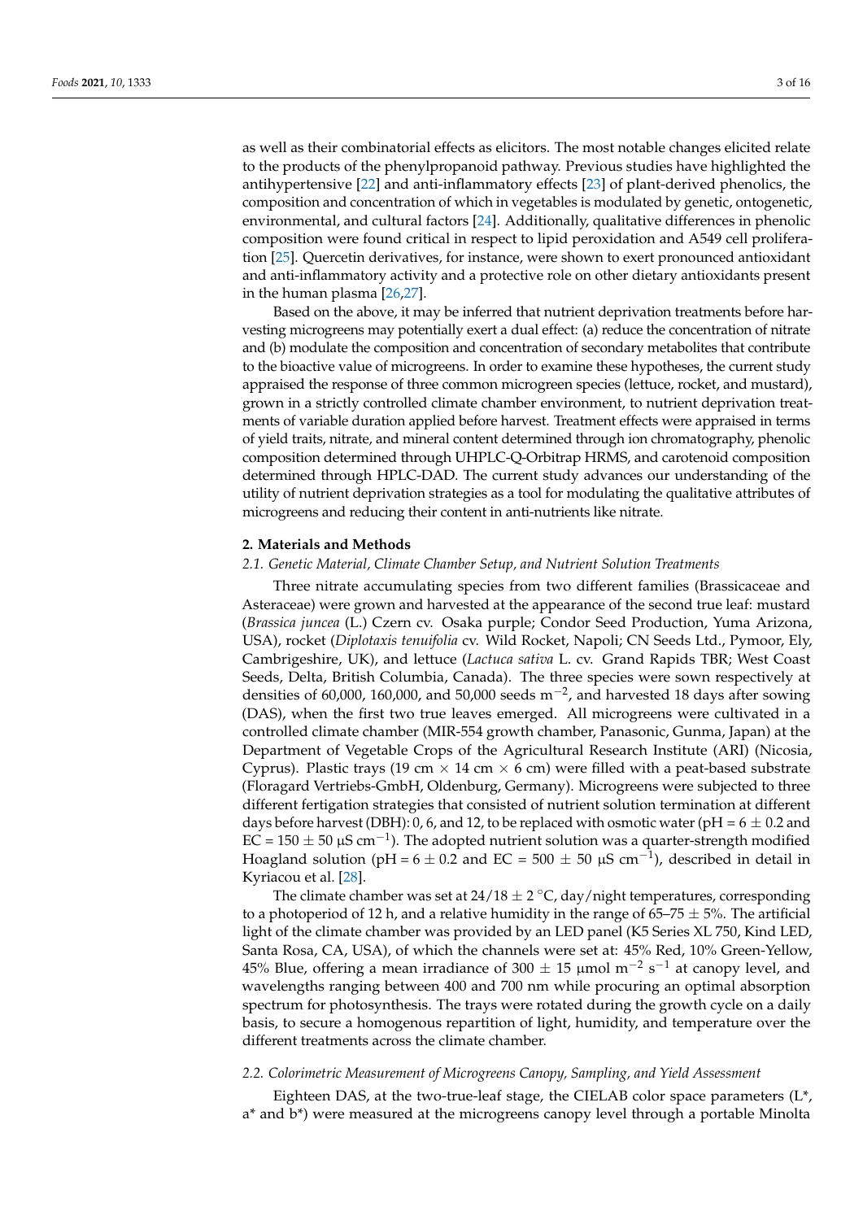as well as their combinatorial effects as elicitors. The most notable changes elicited relate to the products of the phenylpropanoid pathway. Previous studies have highlighted the antihypertensive [22] and anti-inflammatory effects [23] of plant-derived phenolics, the composition and concentration of which in vegetables is modulated by genetic, ontogenetic, environmental, and cultural factors [24]. Additionally, qualitative differences in phenolic composition were found critical in respect to lipid peroxidation and A549 cell proliferation [25]. Quercetin derivatives, for instance, were shown to exert pronounced antioxidant and anti-inflammatory activity and a protective role on other dietary antioxidants present in the human plasma [26,27].

Based on the above, it may be inferred that nutrient deprivation treatments before harvesting microgreens may potentially exert a dual effect: (a) reduce the concentration of nitrate and (b) modulate the composition and concentration of secondary metabolites that contribute to the bioactive value of microgreens. In order to examine these hypotheses, the current study appraised the response of three common microgreen species (lettuce, rocket, and mustard), grown in a strictly controlled climate chamber environment, to nutrient deprivation treatments of variable duration applied before harvest. Treatment effects were appraised in terms of yield traits, nitrate, and mineral content determined through ion chromatography, phenolic composition determined through UHPLC-Q-Orbitrap HRMS, and carotenoid composition determined through HPLC-DAD. The current study advances our understanding of the utility of nutrient deprivation strategies as a tool for modulating the qualitative attributes of microgreens and reducing their content in anti-nutrients like nitrate.

## 2. Materials and Methods

### 2.1. Genetic Material, Climate Chamber Setup, and Nutrient Solution Treatments

Three nitrate accumulating species from two different families (Brassicaceae and Asteraceae) were grown and harvested at the appearance of the second true leaf: mustard (*Brassica juncea* (L.) Czern cv. Osaka purple; Condor Seed Production, Yuma Arizona, USA), rocket (*Diplotaxis tenuifolia* cv. Wild Rocket, Napoli; CN Seeds Ltd., Pymoor, Ely, Cambrigeshire, UK), and lettuce (*Lactuca sativa* L. cv. Grand Rapids TBR; West Coast Seeds, Delta, British Columbia, Canada). The three species were sown respectively at densities of 60,000, 160,000, and 50,000 seeds $m^{-2}$, and harvested 18 days after sowing (DAS), when the first two true leaves emerged. All microgreens were cultivated in a controlled climate chamber (MIR-554 growth chamber, Panasonic, Gunma, Japan) at the Department of Vegetable Crops of the Agricultural Research Institute (ARI) (Nicosia, Cyprus). Plastic trays (19 cm × 14 cm × 6 cm) were filled with a peat-based substrate (Floragard Vertriebs-GmbH, Oldenburg, Germany). Microgreens were subjected to three different fertigation strategies that consisted of nutrient solution termination at different days before harvest (DBH): 0, 6, and 12, to be replaced with osmotic water (pH = 6 ± 0.2 and EC = 150 ± 50 μS $cm^{-1}$). The adopted nutrient solution was a quarter-strength modified Hoagland solution (pH = 6 ± 0.2 and EC = 500 ± 50 μS $cm^{-1}$), described in detail in Kyriacou et al. [28].

The climate chamber was set at 24/18 ± 2 °C, day/night temperatures, corresponding to a photoperiod of 12 h, and a relative humidity in the range of 65–75 ± 5%. The artificial light of the climate chamber was provided by an LED panel (K5 Series XL 750, Kind LED, Santa Rosa, CA, USA), of which the channels were set at: 45% Red, 10% Green-Yellow, 45% Blue, offering a mean irradiance of 300 ± 15 μmol $m^{-2}$ $s^{-1}$ at canopy level, and wavelengths ranging between 400 and 700 nm while procuring an optimal absorption spectrum for photosynthesis. The trays were rotated during the growth cycle on a daily basis, to secure a homogenous repartition of light, humidity, and temperature over the different treatments across the climate chamber.

### 2.2. Colorimetric Measurement of Microgreens Canopy, Sampling, and Yield Assessment

Eighteen DAS, at the two-true-leaf stage, the CIELAB color space parameters (L*, a* and b*) were measured at the microgreens canopy level through a portable Minolta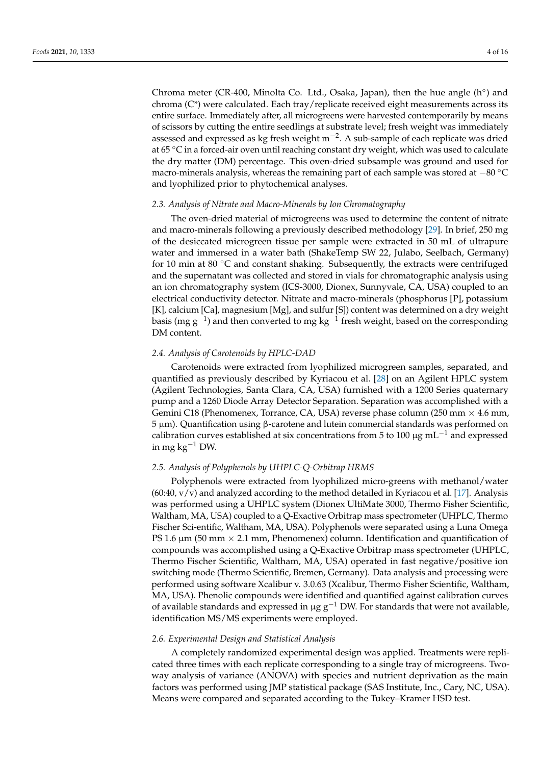Chroma meter (CR-400, Minolta Co. Ltd., Osaka, Japan), then the hue angle (h°) and chroma (C*) were calculated. Each tray/replicate received eight measurements across its entire surface. Immediately after, all microgreens were harvested contemporarily by means of scissors by cutting the entire seedlings at substrate level; fresh weight was immediately assessed and expressed as kg fresh weight $m^{-2}$. A sub-sample of each replicate was dried at 65 °C in a forced-air oven until reaching constant dry weight, which was used to calculate the dry matter (DM) percentage. This oven-dried subsample was ground and used for macro-minerals analysis, whereas the remaining part of each sample was stored at −80 °C and lyophilized prior to phytochemical analyses.

### 2.3. Analysis of Nitrate and Macro-Minerals by Ion Chromatography

The oven-dried material of microgreens was used to determine the content of nitrate and macro-minerals following a previously described methodology [29]. In brief, 250 mg of the desiccated microgreen tissue per sample were extracted in 50 mL of ultrapure water and immersed in a water bath (ShakeTemp SW 22, Julabo, Seelbach, Germany) for 10 min at 80 °C and constant shaking. Subsequently, the extracts were centrifuged and the supernatant was collected and stored in vials for chromatographic analysis using an ion chromatography system (ICS-3000, Dionex, Sunnyvale, CA, USA) coupled to an electrical conductivity detector. Nitrate and macro-minerals (phosphorus [P], potassium [K], calcium [Ca], magnesium [Mg], and sulfur [S]) content was determined on a dry weight basis (mg $g^{-1}$) and then converted to mg $kg^{-1}$ fresh weight, based on the corresponding DM content.

### 2.4. Analysis of Carotenoids by HPLC-DAD

Carotenoids were extracted from lyophilized microgreen samples, separated, and quantified as previously described by Kyriacou et al. [28] on an Agilent HPLC system (Agilent Technologies, Santa Clara, CA, USA) furnished with a 1200 Series quaternary pump and a 1260 Diode Array Detector Separation. Separation was accomplished with a Gemini C18 (Phenomenex, Torrance, CA, USA) reverse phase column (250 mm × 4.6 mm, 5 μm). Quantification using β-carotene and lutein commercial standards was performed on calibration curves established at six concentrations from 5 to 100 μg $mL^{-1}$ and expressed in mg $kg^{-1}$ DW.

### 2.5. Analysis of Polyphenols by UHPLC-Q-Orbitrap HRMS

Polyphenols were extracted from lyophilized micro-greens with methanol/water (60:40, v/v) and analyzed according to the method detailed in Kyriacou et al. [17]. Analysis was performed using a UHPLC system (Dionex UltiMate 3000, Thermo Fisher Scientific, Waltham, MA, USA) coupled to a Q-Exactive Orbitrap mass spectrometer (UHPLC, Thermo Fischer Sci-entific, Waltham, MA, USA). Polyphenols were separated using a Luna Omega PS 1.6 μm (50 mm × 2.1 mm, Phenomenex) column. Identification and quantification of compounds was accomplished using a Q-Exactive Orbitrap mass spectrometer (UHPLC, Thermo Fischer Scientific, Waltham, MA, USA) operated in fast negative/positive ion switching mode (Thermo Scientific, Bremen, Germany). Data analysis and processing were performed using software Xcalibur v. 3.0.63 (Xcalibur, Thermo Fisher Scientific, Waltham, MA, USA). Phenolic compounds were identified and quantified against calibration curves of available standards and expressed in μg $g^{-1}$ DW. For standards that were not available, identification MS/MS experiments were employed.

### 2.6. Experimental Design and Statistical Analysis

A completely randomized experimental design was applied. Treatments were replicated three times with each replicate corresponding to a single tray of microgreens. Two-way analysis of variance (ANOVA) with species and nutrient deprivation as the main factors was performed using JMP statistical package (SAS Institute, Inc., Cary, NC, USA). Means were compared and separated according to the Tukey–Kramer HSD test.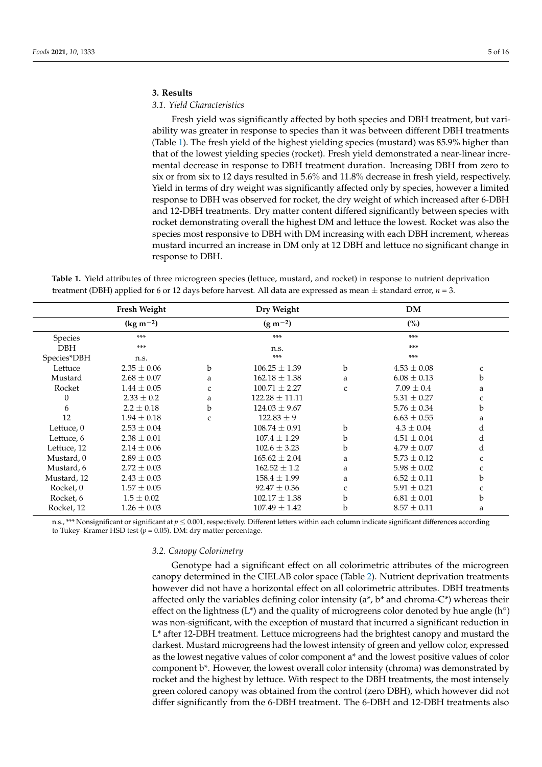## 3. Results

### 3.1. Yield Characteristics

Fresh yield was significantly affected by both species and DBH treatment, but variability was greater in response to species than it was between different DBH treatments (Table 1). The fresh yield of the highest yielding species (mustard) was 85.9% higher than that of the lowest yielding species (rocket). Fresh yield demonstrated a near-linear incremental decrease in response to DBH treatment duration. Increasing DBH from zero to six or from six to 12 days resulted in 5.6% and 11.8% decrease in fresh yield, respectively. Yield in terms of dry weight was significantly affected only by species, however a limited response to DBH was observed for rocket, the dry weight of which increased after 6-DBH and 12-DBH treatments. Dry matter content differed significantly between species with rocket demonstrating overall the highest DM and lettuce the lowest. Rocket was also the species most responsive to DBH with DM increasing with each DBH increment, whereas mustard incurred an increase in DM only at 12 DBH and lettuce no significant change in response to DBH.

**Table 1.** Yield attributes of three microgreen species (lettuce, mustard, and rocket) in response to nutrient deprivation treatment (DBH) applied for 6 or 12 days before harvest. All data are expressed as mean ± standard error, $n = 3$.

| | Fresh Weight | | Dry Weight | | DM | |
|---|---|---|---|---|---|---|
| | ($kg\ m^{-2}$) | | ($g\ m^{-2}$) | | (%) | |
| Species | *** | | *** | | *** | |
| DBH | *** | | n.s. | | *** | |
| Species*DBH | n.s. | | *** | | *** | |
| Lettuce | 2.35 ± 0.06 | b | 106.25 ± 1.39 | b | 4.53 ± 0.08 | c |
| Mustard | 2.68 ± 0.07 | a | 162.18 ± 1.38 | a | 6.08 ± 0.13 | b |
| Rocket | 1.44 ± 0.05 | c | 100.71 ± 2.27 | c | 7.09 ± 0.4 | a |
| 0 | 2.33 ± 0.2 | a | 122.28 ± 11.11 | | 5.31 ± 0.27 | c |
| 6 | 2.2 ± 0.18 | b | 124.03 ± 9.67 | | 5.76 ± 0.34 | b |
| 12 | 1.94 ± 0.18 | c | 122.83 ± 9 | | 6.63 ± 0.55 | a |
| Lettuce, 0 | 2.53 ± 0.04 | | 108.74 ± 0.91 | b | 4.3 ± 0.04 | d |
| Lettuce, 6 | 2.38 ± 0.01 | | 107.4 ± 1.29 | b | 4.51 ± 0.04 | d |
| Lettuce, 12 | 2.14 ± 0.06 | | 102.6 ± 3.23 | b | 4.79 ± 0.07 | d |
| Mustard, 0 | 2.89 ± 0.03 | | 165.62 ± 2.04 | a | 5.73 ± 0.12 | c |
| Mustard, 6 | 2.72 ± 0.03 | | 162.52 ± 1.2 | a | 5.98 ± 0.02 | c |
| Mustard, 12 | 2.43 ± 0.03 | | 158.4 ± 1.99 | a | 6.52 ± 0.11 | b |
| Rocket, 0 | 1.57 ± 0.05 | | 92.47 ± 0.36 | c | 5.91 ± 0.21 | c |
| Rocket, 6 | 1.5 ± 0.02 | | 102.17 ± 1.38 | b | 6.81 ± 0.01 | b |
| Rocket, 12 | 1.26 ± 0.03 | | 107.49 ± 1.42 | b | 8.57 ± 0.11 | a |

n.s., *** Nonsignificant or significant at $p \leq 0.001$, respectively. Different letters within each column indicate significant differences according to Tukey–Kramer HSD test ($p = 0.05$). DM: dry matter percentage.

### 3.2. Canopy Colorimetry

Genotype had a significant effect on all colorimetric attributes of the microgreen canopy determined in the CIELAB color space (Table 2). Nutrient deprivation treatments however did not have a horizontal effect on all colorimetric attributes. DBH treatments affected only the variables defining color intensity (a*, b* and chroma-C*) whereas their effect on the lightness (L*) and the quality of microgreens color denoted by hue angle (h°) was non-significant, with the exception of mustard that incurred a significant reduction in L* after 12-DBH treatment. Lettuce microgreens had the brightest canopy and mustard the darkest. Mustard microgreens had the lowest intensity of green and yellow color, expressed as the lowest negative values of color component a* and the lowest positive values of color component b*. However, the lowest overall color intensity (chroma) was demonstrated by rocket and the highest by lettuce. With respect to the DBH treatments, the most intensely green colored canopy was obtained from the control (zero DBH), which however did not differ significantly from the 6-DBH treatment. The 6-DBH and 12-DBH treatments also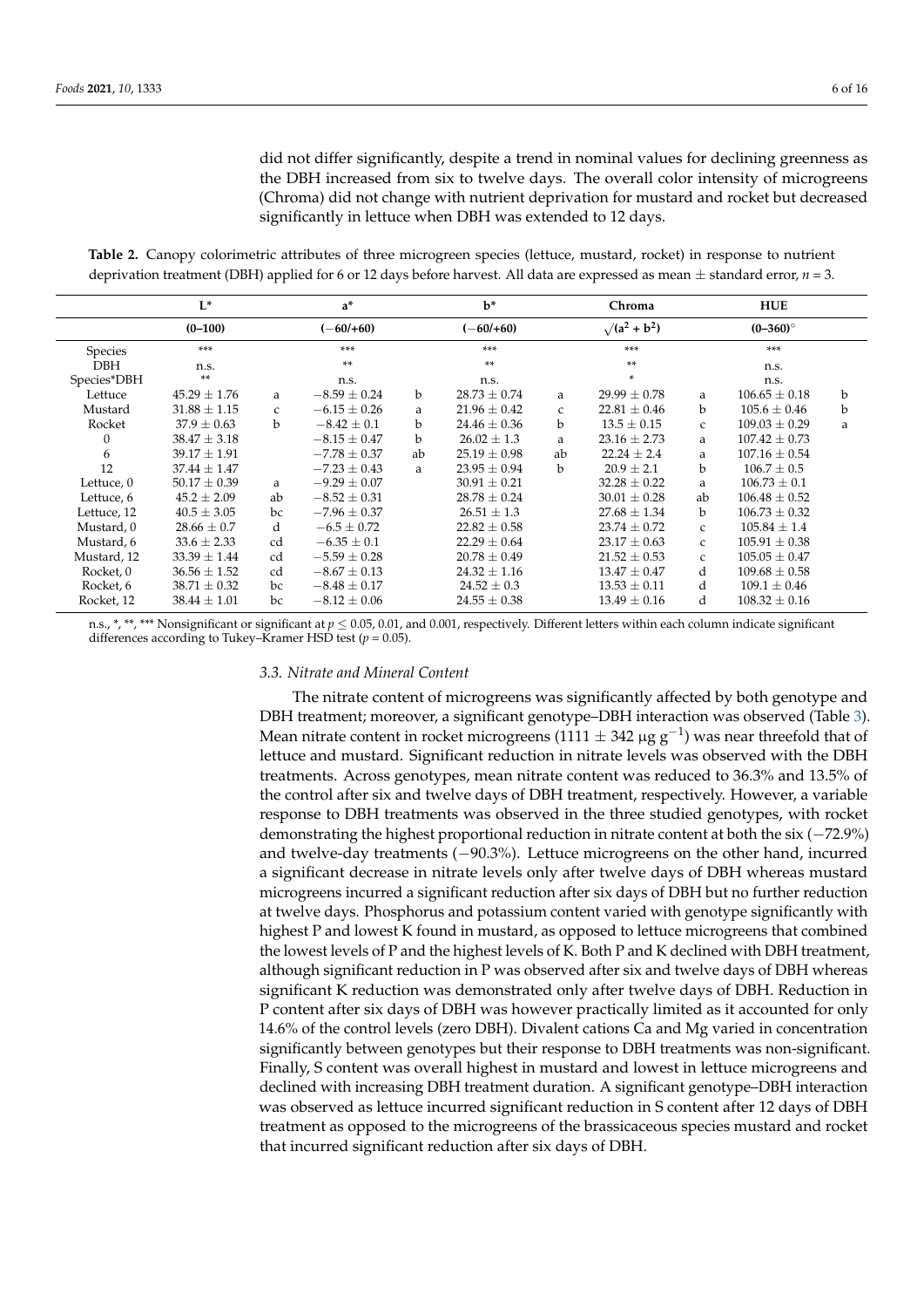did not differ significantly, despite a trend in nominal values for declining greenness as the DBH increased from six to twelve days. The overall color intensity of microgreens (Chroma) did not change with nutrient deprivation for mustard and rocket but decreased significantly in lettuce when DBH was extended to 12 days.

**Table 2.** Canopy colorimetric attributes of three microgreen species (lettuce, mustard, rocket) in response to nutrient deprivation treatment (DBH) applied for 6 or 12 days before harvest. All data are expressed as mean ± standard error, $n = 3$.

| | L* | | a* | | b* | | Chroma | | HUE | |
|---|---|---|---|---|---|---|---|---|---|---|
| | (0–100) | | (−60/+60) | | (−60/+60) | | $\sqrt{(a^2 + b^2)}$ | | (0–360)° | |
| Species | *** | | *** | | *** | | *** | | *** | |
| DBH | n.s. | | ** | | ** | | ** | | n.s. | |
| Species*DBH | ** | | n.s. | | n.s. | | * | | n.s. | |
| Lettuce | 45.29 ± 1.76 | a | −8.59 ± 0.24 | b | 28.73 ± 0.74 | a | 29.99 ± 0.78 | a | 106.65 ± 0.18 | b |
| Mustard | 31.88 ± 1.15 | c | −6.15 ± 0.26 | a | 21.96 ± 0.42 | c | 22.81 ± 0.46 | b | 105.6 ± 0.46 | b |
| Rocket | 37.9 ± 0.63 | b | −8.42 ± 0.1 | b | 24.46 ± 0.36 | b | 13.5 ± 0.15 | c | 109.03 ± 0.29 | a |
| 0 | 38.47 ± 3.18 | | −8.15 ± 0.47 | b | 26.02 ± 1.3 | a | 23.16 ± 2.73 | a | 107.42 ± 0.73 | |
| 6 | 39.17 ± 1.91 | | −7.78 ± 0.37 | ab | 25.19 ± 0.98 | ab | 22.24 ± 2.4 | a | 107.16 ± 0.54 | |
| 12 | 37.44 ± 1.47 | | −7.23 ± 0.43 | a | 23.95 ± 0.94 | b | 20.9 ± 2.1 | b | 106.7 ± 0.5 | |
| Lettuce, 0 | 50.17 ± 0.39 | a | −9.29 ± 0.07 | | 30.91 ± 0.21 | | 32.28 ± 0.22 | a | 106.73 ± 0.1 | |
| Lettuce, 6 | 45.2 ± 2.09 | ab | −8.52 ± 0.31 | | 28.78 ± 0.24 | | 30.01 ± 0.28 | ab | 106.48 ± 0.52 | |
| Lettuce, 12 | 40.5 ± 3.05 | bc | −7.96 ± 0.37 | | 26.51 ± 1.3 | | 27.68 ± 1.34 | b | 106.73 ± 0.32 | |
| Mustard, 0 | 28.66 ± 0.7 | d | −6.5 ± 0.72 | | 22.82 ± 0.58 | | 23.74 ± 0.72 | c | 105.84 ± 1.4 | |
| Mustard, 6 | 33.6 ± 2.33 | cd | −6.35 ± 0.1 | | 22.29 ± 0.64 | | 23.17 ± 0.63 | c | 105.91 ± 0.38 | |
| Mustard, 12 | 33.39 ± 1.44 | cd | −5.59 ± 0.28 | | 20.78 ± 0.49 | | 21.52 ± 0.53 | c | 105.05 ± 0.47 | |
| Rocket, 0 | 36.56 ± 1.52 | cd | −8.67 ± 0.13 | | 24.32 ± 1.16 | | 13.47 ± 0.47 | d | 109.68 ± 0.58 | |
| Rocket, 6 | 38.71 ± 0.32 | bc | −8.48 ± 0.17 | | 24.52 ± 0.3 | | 13.53 ± 0.11 | d | 109.1 ± 0.46 | |
| Rocket, 12 | 38.44 ± 1.01 | bc | −8.12 ± 0.06 | | 24.55 ± 0.38 | | 13.49 ± 0.16 | d | 108.32 ± 0.16 | |

n.s., *, **, *** Nonsignificant or significant at $p \leq 0.05$, 0.01, and 0.001, respectively. Different letters within each column indicate significant differences according to Tukey–Kramer HSD test ($p = 0.05$).

### *3.3. Nitrate and Mineral Content*

The nitrate content of microgreens was significantly affected by both genotype and DBH treatment; moreover, a significant genotype–DBH interaction was observed (Table 3). Mean nitrate content in rocket microgreens (1111 ± 342 μg $g^{-1}$) was near threefold that of lettuce and mustard. Significant reduction in nitrate levels was observed with the DBH treatments. Across genotypes, mean nitrate content was reduced to 36.3% and 13.5% of the control after six and twelve days of DBH treatment, respectively. However, a variable response to DBH treatments was observed in the three studied genotypes, with rocket demonstrating the highest proportional reduction in nitrate content at both the six (−72.9%) and twelve-day treatments (−90.3%). Lettuce microgreens on the other hand, incurred a significant decrease in nitrate levels only after twelve days of DBH whereas mustard microgreens incurred a significant reduction after six days of DBH but no further reduction at twelve days. Phosphorus and potassium content varied with genotype significantly with highest P and lowest K found in mustard, as opposed to lettuce microgreens that combined the lowest levels of P and the highest levels of K. Both P and K declined with DBH treatment, although significant reduction in P was observed after six and twelve days of DBH whereas significant K reduction was demonstrated only after twelve days of DBH. Reduction in P content after six days of DBH was however practically limited as it accounted for only 14.6% of the control levels (zero DBH). Divalent cations Ca and Mg varied in concentration significantly between genotypes but their response to DBH treatments was non-significant. Finally, S content was overall highest in mustard and lowest in lettuce microgreens and declined with increasing DBH treatment duration. A significant genotype–DBH interaction was observed as lettuce incurred significant reduction in S content after 12 days of DBH treatment as opposed to the microgreens of the brassicaceous species mustard and rocket that incurred significant reduction after six days of DBH.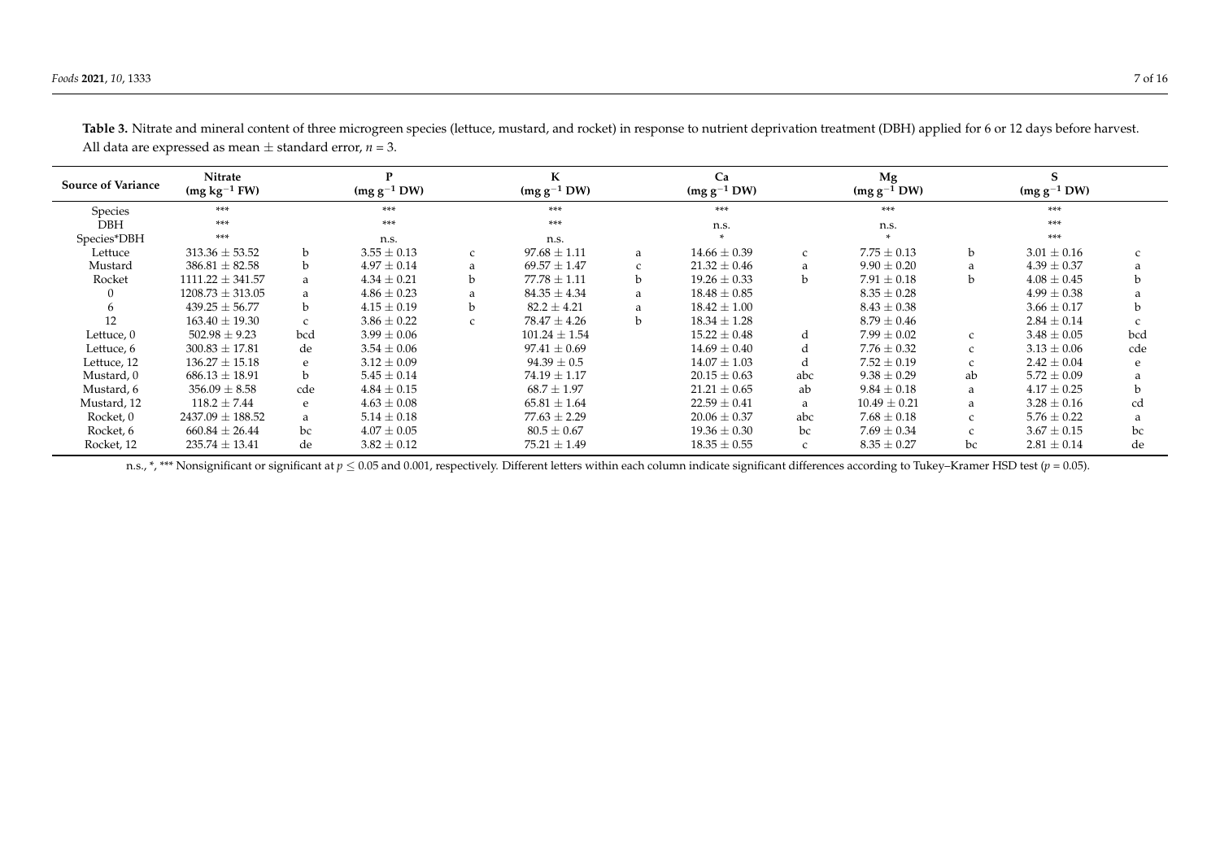**Table 3.** Nitrate and mineral content of three microgreen species (lettuce, mustard, and rocket) in response to nutrient deprivation treatment (DBH) applied for 6 or 12 days before harvest. All data are expressed as mean ± standard error, $n$ = 3.

| Source of Variance | Nitrate (mg kg$^{-1}$ FW) | | P (mg g$^{-1}$ DW) | | K (mg g$^{-1}$ DW) | | Ca (mg g$^{-1}$ DW) | | Mg (mg g$^{-1}$ DW) | | S (mg g$^{-1}$ DW) | |
|---|---|---|---|---|---|---|---|---|---|---|---|---|
| Species | *** | | *** | | *** | | *** | | *** | | *** | |
| DBH | *** | | *** | | *** | | n.s. | | n.s. | | *** | |
| Species*DBH | *** | | n.s. | | n.s. | | * | | * | | *** | |
| Lettuce | 313.36 ± 53.52 | b | 3.55 ± 0.13 | c | 97.68 ± 1.11 | a | 14.66 ± 0.39 | c | 7.75 ± 0.13 | b | 3.01 ± 0.16 | c |
| Mustard | 386.81 ± 82.58 | b | 4.97 ± 0.14 | a | 69.57 ± 1.47 | c | 21.32 ± 0.46 | a | 9.90 ± 0.20 | a | 4.39 ± 0.37 | a |
| Rocket | 1111.22 ± 341.57 | a | 4.34 ± 0.21 | b | 77.78 ± 1.11 | b | 19.26 ± 0.33 | b | 7.91 ± 0.18 | b | 4.08 ± 0.45 | b |
| 0 | 1208.73 ± 313.05 | a | 4.86 ± 0.23 | a | 84.35 ± 4.34 | a | 18.48 ± 0.85 | | 8.35 ± 0.28 | | 4.99 ± 0.38 | a |
| 6 | 439.25 ± 56.77 | b | 4.15 ± 0.19 | b | 82.2 ± 4.21 | a | 18.42 ± 1.00 | | 8.43 ± 0.38 | | 3.66 ± 0.17 | b |
| 12 | 163.40 ± 19.30 | c | 3.86 ± 0.22 | c | 78.47 ± 4.26 | b | 18.34 ± 1.28 | | 8.79 ± 0.46 | | 2.84 ± 0.14 | c |
| Lettuce, 0 | 502.98 ± 9.23 | bcd | 3.99 ± 0.06 | | 101.24 ± 1.54 | | 15.22 ± 0.48 | d | 7.99 ± 0.02 | c | 3.48 ± 0.05 | bcd |
| Lettuce, 6 | 300.83 ± 17.81 | de | 3.54 ± 0.06 | | 97.41 ± 0.69 | | 14.69 ± 0.40 | d | 7.76 ± 0.32 | c | 3.13 ± 0.06 | cde |
| Lettuce, 12 | 136.27 ± 15.18 | e | 3.12 ± 0.09 | | 94.39 ± 0.5 | | 14.07 ± 1.03 | d | 7.52 ± 0.19 | c | 2.42 ± 0.04 | e |
| Mustard, 0 | 686.13 ± 18.91 | b | 5.45 ± 0.14 | | 74.19 ± 1.17 | | 20.15 ± 0.63 | abc | 9.38 ± 0.29 | ab | 5.72 ± 0.09 | a |
| Mustard, 6 | 356.09 ± 8.58 | cde | 4.84 ± 0.15 | | 68.7 ± 1.97 | | 21.21 ± 0.65 | ab | 9.84 ± 0.18 | a | 4.17 ± 0.25 | b |
| Mustard, 12 | 118.2 ± 7.44 | e | 4.63 ± 0.08 | | 65.81 ± 1.64 | | 22.59 ± 0.41 | a | 10.49 ± 0.21 | a | 3.28 ± 0.16 | cd |
| Rocket, 0 | 2437.09 ± 188.52 | a | 5.14 ± 0.18 | | 77.63 ± 2.29 | | 20.06 ± 0.37 | abc | 7.68 ± 0.18 | c | 5.76 ± 0.22 | a |
| Rocket, 6 | 660.84 ± 26.44 | bc | 4.07 ± 0.05 | | 80.5 ± 0.67 | | 19.36 ± 0.30 | bc | 7.69 ± 0.34 | c | 3.67 ± 0.15 | bc |
| Rocket, 12 | 235.74 ± 13.41 | de | 3.82 ± 0.12 | | 75.21 ± 1.49 | | 18.35 ± 0.55 | c | 8.35 ± 0.27 | bc | 2.81 ± 0.14 | de |

n.s., *, *** Nonsignificant or significant at $p \leq 0.05$ and 0.001, respectively. Different letters within each column indicate significant differences according to Tukey–Kramer HSD test ($p$ = 0.05).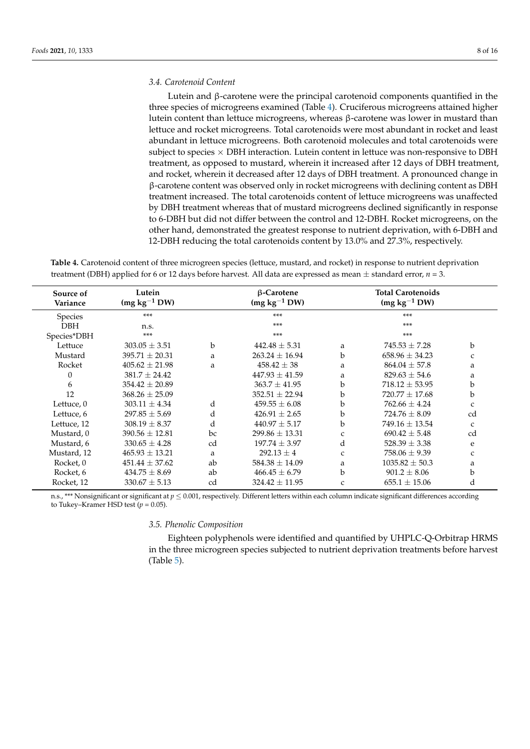### 3.4. Carotenoid Content

Lutein and β-carotene were the principal carotenoid components quantified in the three species of microgreens examined (Table 4). Cruciferous microgreens attained higher lutein content than lettuce microgreens, whereas β-carotene was lower in mustard than lettuce and rocket microgreens. Total carotenoids were most abundant in rocket and least abundant in lettuce microgreens. Both carotenoid molecules and total carotenoids were subject to species × DBH interaction. Lutein content in lettuce was non-responsive to DBH treatment, as opposed to mustard, wherein it increased after 12 days of DBH treatment, and rocket, wherein it decreased after 12 days of DBH treatment. A pronounced change in β-carotene content was observed only in rocket microgreens with declining content as DBH treatment increased. The total carotenoids content of lettuce microgreens was unaffected by DBH treatment whereas that of mustard microgreens declined significantly in response to 6-DBH but did not differ between the control and 12-DBH. Rocket microgreens, on the other hand, demonstrated the greatest response to nutrient deprivation, with 6-DBH and 12-DBH reducing the total carotenoids content by 13.0% and 27.3%, respectively.

**Table 4.** Carotenoid content of three microgreen species (lettuce, mustard, and rocket) in response to nutrient deprivation treatment (DBH) applied for 6 or 12 days before harvest. All data are expressed as mean ± standard error, $n = 3$.

| Source of Variance | Lutein (mg kg$^{-1}$ DW) | | β-Carotene (mg kg$^{-1}$ DW) | | Total Carotenoids (mg kg$^{-1}$ DW) | |
|---|---|---|---|---|---|---|
| Species | *** | | *** | | *** | |
| DBH | n.s. | | *** | | *** | |
| Species*DBH | *** | | *** | | *** | |
| Lettuce | 303.05 ± 3.51 | b | 442.48 ± 5.31 | a | 745.53 ± 7.28 | b |
| Mustard | 395.71 ± 20.31 | a | 263.24 ± 16.94 | b | 658.96 ± 34.23 | c |
| Rocket | 405.62 ± 21.98 | a | 458.42 ± 38 | a | 864.04 ± 57.8 | a |
| 0 | 381.7 ± 24.42 | | 447.93 ± 41.59 | a | 829.63 ± 54.6 | a |
| 6 | 354.42 ± 20.89 | | 363.7 ± 41.95 | b | 718.12 ± 53.95 | b |
| 12 | 368.26 ± 25.09 | | 352.51 ± 22.94 | b | 720.77 ± 17.68 | b |
| Lettuce, 0 | 303.11 ± 4.34 | d | 459.55 ± 6.08 | b | 762.66 ± 4.24 | c |
| Lettuce, 6 | 297.85 ± 5.69 | d | 426.91 ± 2.65 | b | 724.76 ± 8.09 | cd |
| Lettuce, 12 | 308.19 ± 8.37 | d | 440.97 ± 5.17 | b | 749.16 ± 13.54 | c |
| Mustard, 0 | 390.56 ± 12.81 | bc | 299.86 ± 13.31 | c | 690.42 ± 5.48 | cd |
| Mustard, 6 | 330.65 ± 4.28 | cd | 197.74 ± 3.97 | d | 528.39 ± 3.38 | e |
| Mustard, 12 | 465.93 ± 13.21 | a | 292.13 ± 4 | c | 758.06 ± 9.39 | c |
| Rocket, 0 | 451.44 ± 37.62 | ab | 584.38 ± 14.09 | a | 1035.82 ± 50.3 | a |
| Rocket, 6 | 434.75 ± 8.69 | ab | 466.45 ± 6.79 | b | 901.2 ± 8.06 | b |
| Rocket, 12 | 330.67 ± 5.13 | cd | 324.42 ± 11.95 | c | 655.1 ± 15.06 | d |

n.s., *** Nonsignificant or significant at $p \leq 0.001$, respectively. Different letters within each column indicate significant differences according to Tukey–Kramer HSD test ($p = 0.05$).

### 3.5. Phenolic Composition

Eighteen polyphenols were identified and quantified by UHPLC-Q-Orbitrap HRMS in the three microgreen species subjected to nutrient deprivation treatments before harvest (Table 5).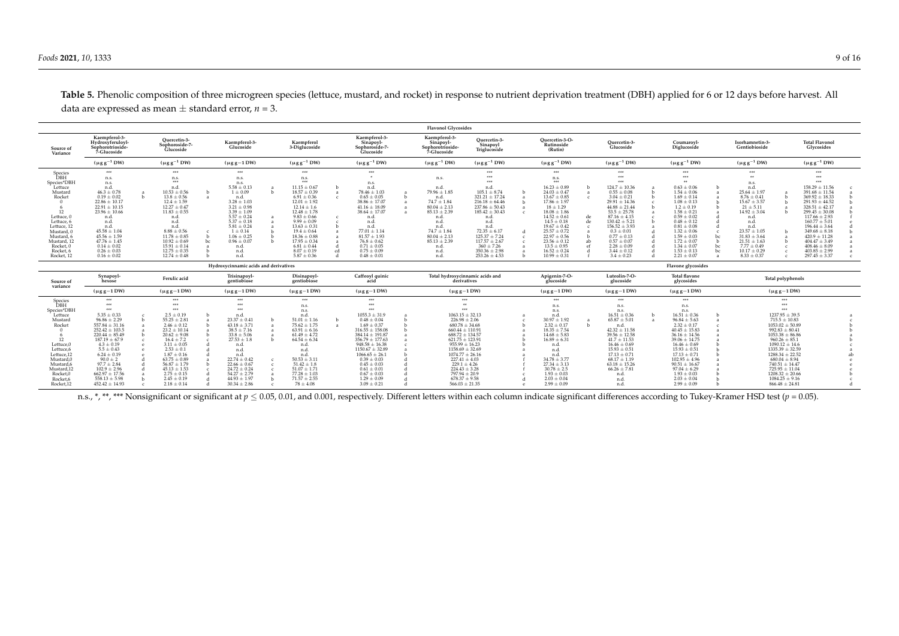**Table 5.** Phenolic composition of three microgreen species (lettuce, mustard, and rocket) in response to nutrient deprivation treatment (DBH) applied for 6 or 12 days before harvest. All data are expressed as mean ± standard error, $n = 3$.

| | Flavonol Glycosides | | | | | | | | | | | | | | | | | | | | | | | |
|---|---|---|---|---|---|---|---|---|---|---|---|---|---|---|---|---|---|---|---|---|---|---|---|---|
| Source of Variance | Kaempferol-3-Hydroxyferuloyl-Sophorotrioside-7-Glucoside ($\mu g\ g^{-1}$ DW) | | Quercetin-3-Sophoroside-7-Glucoside ($\mu g\ g^{-1}$ DW) | | Kaempferol-3-Glucoside ($\mu g\ g^{-1}$ DW) | | Kaempferol 3-Diglucoside ($\mu g\ g^{-1}$ DW) | | Kaempferol-3-Sinapoyl-Sophoroside-7-Glucoside ($\mu g\ g^{-1}$ DW) | | Kaempferol-3-Sinapoyl-Sophorotrioside-7-Glucoside ($\mu g\ g^{-1}$ DW) | | Quercetin-3-Sinapoyl Triglucoside ($\mu g\ g^{-1}$ DW) | | Quercetin-3-O-Rutinoside (Rutin) ($\mu g\ g^{-1}$ DW) | | Quercetin-3-Glucoside ($\mu g\ g^{-1}$ DW) | | Coumaroyl-Diglucoside ($\mu g\ g^{-1}$ DW) | | Isorhamnetin-3-Gentiobioside ($\mu g\ g^{-1}$ DW) | | Total Flavonol Glycosides ($\mu g\ g^{-1}$ DW) | |
| Species | *** | | *** | | *** | | *** | | *** | | | | *** | | *** | | *** | | *** | | *** | | *** | |
| DBH | n.s. | | n.s. | | n.s. | | n.s. | | * | | n.s. | | *** | | n.s. | | *** | | *** | | ** | | *** | |
| Species*DBH | n.s. | | *** | | n.s. | | *** | | n.s. | | | | *** | | *** | | *** | | ** | | n.s. | | *** | |
| Lettuce | n.d. | | n.d. | | 5.58 ± 0.13 | a | 11.15 ± 0.67 | b | n.d. | | n.d. | | n.d. | | 16.23 ± 0.89 | b | 124.7 ± 10.36 | a | 0.63 ± 0.06 | b | n.d. | | 158.29 ± 11.56 | c |
| Mustard | 46.3 ± 0.78 | a | 10.53 ± 0.56 | b | 1 ± 0.09 | b | 18.57 ± 0.39 | a | 78.46 ± 1.03 | a | 79.96 ± 1.85 | a | 105.1 ± 8.74 | b | 24.03 ± 0.47 | a | 0.55 ± 0.08 | b | 1.54 ± 0.06 | a | 25.64 ± 1.97 | a | 391.68 ± 11.54 | a |
| Rocket | 0.19 ± 0.02 | b | 13.8 ± 0.56 | a | n.d. | | 6.91 ± 0.36 | c | 0.65 ± 0.05 | b | n.d. | b | 321.21 ± 17.24 | a | 13.67 ± 0.85 | c | 3.04 ± 0.21 | b | 1.69 ± 0.14 | a | 8.76 ± 0.41 | b | 369.92 ± 18.33 | b |
| 0 | 22.86 ± 10.17 | | 12.4 ± 1.59 | | 3.28 ± 1.03 | | 38.86 ± 17.07 | | 38.86 ± 17.07 | a | 74.7 ± 1.84 | | 216.18 ± 64.46 | b | 17.86 ± 1.97 | | 29.91 ± 14.36 | c | 1.08 ± 0.13 | b | 15.67 ± 3.57 | b | 291.93 ± 44.52 | b |
| 6 | 22.91 ± 10.15 | | 12.27 ± 0.47 | | 3.21 ± 0.98 | | 12.14 ± 1.6 | | 41.16 ± 18.09 | a | 80.04 ± 2.13 | | 237.86 ± 50.43 | a | 18 ± 1.29 | | 44.88 ± 21.44 | b | 1.2 ± 0.19 | b | 21 ± 5.11 | a | 328.51 ± 42.17 | a |
| 12 | 23.96 ± 10.66 | | 11.83 ± 0.55 | | 3.39 ± 1.09 | | 12.48 ± 1.78 | | 38.64 ± 17.07 | a | 85.13 ± 2.39 | | 185.42 ± 30.43 | c | 18.08 ± 1.86 | | 53.5 ± 25.78 | a | 1.58 ± 0.21 | a | 14.92 ± 3.04 | b | 299.45 ± 30.08 | b |
| Lettuce, 0 | n.d. | | n.d. | | 5.57 ± 0.24 | a | 9.83 ± 0.66 | c | n.d. | | n.d. | | n.d. | | 14.52 ± 0.61 | de | 87.16 ± 4.15 | c | 0.59 ± 0.02 | d | n.d. | | 117.66 ± 2.93 | f |
| Lettuce, 6 | n.d. | | n.d. | | 5.37 ± 0.18 | a | 9.99 ± 0.09 | c | n.d. | | n.d. | | n.d. | | 14.5 ± 0.18 | de | 130.42 ± 5.21 | b | 0.48 ± 0.12 | d | n.d. | | 160.77 ± 5.01 | e |
| Lettuce, 12 | n.d. | | n.d. | | 5.81 ± 0.24 | a | 13.63 ± 0.31 | b | n.d. | | n.d. | | n.d. | | 19.67 ± 0.42 | c | 156.52 ± 3.93 | a | 0.81 ± 0.08 | d | n.d. | | 196.44 ± 3.64 | d |
| Mustard, 0 | 45.58 ± 1.04 | | 8.88 ± 0.56 | c | 1 ± 0.14 | b | 19.4 ± 0.64 | a | 77.01 ± 1.14 | | 74.7 ± 1.84 | | 72.35 ± 6.17 | d | 25.57 ± 0.72 | a | 0.3 ± 0.01 | d | 1.32 ± 0.06 | c | 23.57 ± 1.05 | b | 349.68 ± 8.18 | b |
| Mustard, 6 | 45.56 ± 1.59 | | 11.78 ± 0.85 | b | 1.06 ± 0.25 | b | 18.36 ± 0.88 | a | 81.57 ± 1.93 | | 80.04 ± 2.13 | | 125.37 ± 7.24 | c | 22.97 ± 0.56 | b | 0.77 ± 0.13 | d | 1.59 ± 0.03 | bc | 31.83 ± 3.64 | a | 420.9 ± 11.28 | a |
| Mustard, 12 | 47.76 ± 1.45 | | 10.92 ± 0.69 | bc | 0.96 ± 0.07 | b | 17.95 ± 0.34 | a | 76.8 ± 0.62 | | 85.13 ± 2.39 | | 117.57 ± 2.67 | c | 23.56 ± 0.12 | ab | 0.57 ± 0.07 | d | 1.72 ± 0.07 | b | 21.51 ± 1.63 | b | 404.47 ± 3.49 | a |
| Rocket, 0 | 0.14 ± 0.02 | | 15.91 ± 0.14 | a | n.d. | | 6.81 ± 0.44 | d | 0.71 ± 0.05 | | n.d. | | 360 ± 7.26 | a | 13.5 ± 0.95 | ef | 2.28 ± 0.09 | d | 1.34 ± 0.07 | bc | 7.77 ± 0.49 | c | 408.46 ± 8.09 | a |
| Rocket, 6 | 0.26 ± 0.03 | | 12.75 ± 0.35 | b | n.d. | | 8.07 ± 0.19 | cd | 0.75 ± 0.09 | | n.d. | | 350.36 ± 2.98 | a | 16.52 ± 0.24 | d | 3.44 ± 0.12 | d | 1.53 ± 0.13 | bc | 10.17 ± 0.29 | c | 403.85 ± 2.99 | a |
| Rocket, 12 | 0.16 ± 0.02 | | 12.74 ± 0.48 | b | n.d. | | 5.87 ± 0.36 | d | 0.48 ± 0.01 | | n.d. | | 253.26 ± 4.53 | b | 10.99 ± 0.31 | f | 3.4 ± 0.23 | d | 2.21 ± 0.07 | a | 8.33 ± 0.37 | c | 297.45 ± 3.37 | c |

| | Hydroxycinnamic acids and derivatives | | | | | | | | | | | | Flavone glycosides | | | | | | | |
|---|---|---|---|---|---|---|---|---|---|---|---|---|---|---|---|---|---|---|---|---|
| Source of variance | Synapoyl-hexose ($\mu g\ g{-}1$ DW) | | Ferulic acid ($\mu g\ g{-}1$ DW) | | Trisinapoyl-gentiobiose ($\mu g\ g{-}1$ DW) | | Disinapoyl-gentiobiose ($\mu g\ g{-}1$ DW) | | Caffeoyl quinic acid ($\mu g\ g{-}1$ DW) | | Total hydroxycinnamic acids and derivatives ($\mu g\ g{-}1$ DW) | | Apigenin-7-O-glucoside ($\mu g\ g{-}1$ DW) | | Luteolin-7-O-glucoside ($\mu g\ g{-}1$ DW) | | Total flavone glycosides ($\mu g\ g{-}1$ DW) | | Total polyphenols ($\mu g\ g{-}1$ DW) | |
| Species | *** | | *** | | *** | | *** | | *** | | *** | | *** | | *** | | *** | | *** | |
| DBH | *** | | *** | | *** | | n.s. | | *** | | ** | | n.s. | | n.s. | | n.s. | | *** | |
| Species*DBH | *** | | *** | | *** | | n.s. | | *** | | *** | | n.s. | | n.s. | | n.s. | | *** | |
| Lettuce | 5.35 ± 0.33 | c | 2.5 ± 0.19 | b | n.d. | | n.d. | | 1055.3 ± 31.9 | a | 1063.15 ± 32.13 | a | n.d. | | 16.51 ± 0.36 | b | 16.51 ± 0.36 | b | 1237.95 ± 39.5 | a |
| Mustard | 96.86 ± 2.29 | b | 55.25 ± 2.81 | a | 23.37 ± 0.41 | b | 51.01 ± 1.16 | b | 0.48 ± 0.04 | b | 226.98 ± 2.06 | c | 30.97 ± 1.92 | a | 65.87 ± 5.01 | a | 96.84 ± 5.63 | a | 715.5 ± 10.83 | c |
| Rocket | 557.84 ± 31.16 | a | 2.46 ± 0.12 | b | 43.18 ± 3.71 | a | 75.62 ± 1.75 | a | 1.69 ± 0.37 | b | 680.78 ± 34.68 | b | 2.32 ± 0.17 | b | n.d. | | 2.32 ± 0.17 | c | 1053.02 ± 50.89 | b |
| 0 | 252.42 ± 103.5 | a | 23.2 ± 10.14 | a | 38.5 ± 7.16 | a | 63.91 ± 6.16 | | 316.55 ± 158.08 | b | 660.44 ± 110.91 | a | 18.35 ± 7.54 | | 42.32 ± 11.58 | | 40.45 ± 15.83 | a | 992.83 ± 80.41 | b |
| 6 | 220.44 ± 85.49 | b | 20.62 ± 9.08 | b | 33.8 ± 5.06 | a | 61.49 ± 4.72 | | 384.14 ± 191.87 | a | 688.72 ± 134.57 | a | 14.68 ± 5.83 | | 39.56 ± 12.58 | | 36.16 ± 14.56 | a | 1053.38 ± 86.86 | a |
| 12 | 187.19 ± 67.9 | c | 16.4 ± 7.2 | c | 27.53 ± 1.8 | b | 64.54 ± 6.34 | | 356.79 ± 177.63 | a | 621.75 ± 123.91 | b | 16.89 ± 6.31 | | 41.7 ± 11.53 | | 39.06 ± 14.75 | a | 960.26 ± 85.1 | b |
| Lettuce,0 | 4.3 ± 0.19 | e | 3.11 ± 0.05 | d | n.d. | | n.d. | | 948.58 ± 16.38 | c | 955.99 ± 16.23 | b | n.d. | | 16.46 ± 0.69 | | 16.46 ± 0.69 | b | 1090.12 ± 14.6 | c |
| Lettuce,6 | 5.5 ± 0.43 | e | 2.53 ± 0.1 | d | n.d. | | n.d. | | 1150.67 ± 32.89 | a | 1158.69 ± 32.69 | a | n.d. | | 15.93 ± 0.51 | | 15.93 ± 0.51 | b | 1335.39 ± 32.59 | a |
| Lettuce,12 | 6.24 ± 0.19 | e | 1.87 ± 0.16 | d | n.d. | | n.d. | | 1066.65 ± 26.1 | b | 1074.77 ± 26.16 | a | n.d. | | 17.13 ± 0.71 | | 17.13 ± 0.71 | b | 1288.34 ± 22.52 | ab |
| Mustard,0 | 90.0 ± 2 | d | 63.75 ± 0.89 | a | 22.74 ± 0.42 | c | 50.53 ± 3.11 | | 0.39 ± 0.03 | d | 227.41 ± 4.03 | f | 34.78 ± 3.77 | | 68.17 ± 1.19 | | 102.95 ± 4.96 | a | 680.04 ± 8.94 | e |
| Mustard,6 | 97.7 ± 2.84 | d | 56.87 ± 1.79 | b | 22.66 ± 0.67 | c | 51.42 ± 1.8 | | 0.45 ± 0.03 | d | 229.1 ± 4.26 | f | 27.34 ± 3.13 | | 63.18 ± 15.26 | | 90.51 ± 16.67 | a | 740.51 ± 14.47 | e |
| Mustard,12 | 102.9 ± 2.96 | d | 45.13 ± 1.53 | c | 24.72 ± 0.24 | c | 51.07 ± 1.71 | | 0.61 ± 0.01 | d | 224.43 ± 3.28 | f | 30.78 ± 2.5 | | 66.26 ± 7.81 | | 97.04 ± 6.29 | a | 725.95 ± 11.04 | e |
| Rocket,0 | 662.97 ± 17.56 | a | 2.75 ± 0.15 | d | 54.27 ± 2.79 | a | 77.28 ± 1.03 | | 0.67 ± 0.03 | d | 797.94 ± 20.9 | c | 1.93 ± 0.03 | | n.d. | | 1.93 ± 0.03 | b | 1208.32 ± 20.66 | b |
| Rocket,6 | 558.13 ± 5.98 | b | 2.45 ± 0.19 | d | 44.93 ± 1.97 | b | 71.57 ± 2.55 | | 1.29 ± 0.09 | d | 678.37 ± 9.58 | d | 2.03 ± 0.04 | | n.d. | | 2.03 ± 0.04 | b | 1084.25 ± 9.16 | c |
| Rocket,12 | 452.42 ± 14.93 | c | 2.18 ± 0.14 | d | 30.34 ± 2.86 | c | 78 ± 4.08 | | 3.09 ± 0.21 | d | 566.03 ± 21.35 | e | 2.99 ± 0.09 | | n.d. | | 2.99 ± 0.09 | b | 866.48 ± 24.81 | d |

n.s., *, **, *** Nonsignificant or significant at $p \leq 0.05$, 0.01, and 0.001, respectively. Different letters within each column indicate significant differences according to Tukey-Kramer HSD test ($p = 0.05$).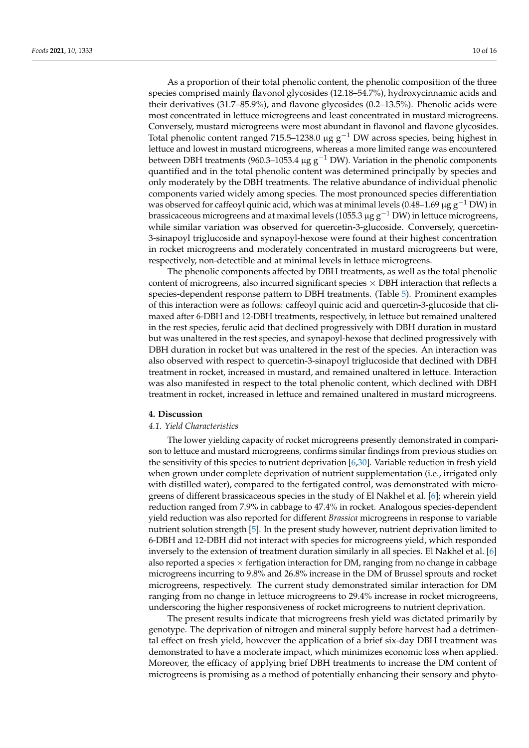As a proportion of their total phenolic content, the phenolic composition of the three species comprised mainly flavonol glycosides (12.18–54.7%), hydroxycinnamic acids and their derivatives (31.7–85.9%), and flavone glycosides (0.2–13.5%). Phenolic acids were most concentrated in lettuce microgreens and least concentrated in mustard microgreens. Conversely, mustard microgreens were most abundant in flavonol and flavone glycosides. Total phenolic content ranged 715.5–1238.0 μg $g^{-1}$ DW across species, being highest in lettuce and lowest in mustard microgreens, whereas a more limited range was encountered between DBH treatments (960.3–1053.4 μg $g^{-1}$ DW). Variation in the phenolic components quantified and in the total phenolic content was determined principally by species and only moderately by the DBH treatments. The relative abundance of individual phenolic components varied widely among species. The most pronounced species differentiation was observed for caffeoyl quinic acid, which was at minimal levels (0.48–1.69 μg $g^{-1}$ DW) in brassicaceous microgreens and at maximal levels (1055.3 μg $g^{-1}$ DW) in lettuce microgreens, while similar variation was observed for quercetin-3-glucoside. Conversely, quercetin-3-sinapoyl triglucoside and synapoyl-hexose were found at their highest concentration in rocket microgreens and moderately concentrated in mustard microgreens but were, respectively, non-detectible and at minimal levels in lettuce microgreens.

The phenolic components affected by DBH treatments, as well as the total phenolic content of microgreens, also incurred significant species × DBH interaction that reflects a species-dependent response pattern to DBH treatments. (Table 5). Prominent examples of this interaction were as follows: caffeoyl quinic acid and quercetin-3-glucoside that climaxed after 6-DBH and 12-DBH treatments, respectively, in lettuce but remained unaltered in the rest species, ferulic acid that declined progressively with DBH duration in mustard but was unaltered in the rest species, and synapoyl-hexose that declined progressively with DBH duration in rocket but was unaltered in the rest of the species. An interaction was also observed with respect to quercetin-3-sinapoyl triglucoside that declined with DBH treatment in rocket, increased in mustard, and remained unaltered in lettuce. Interaction was also manifested in respect to the total phenolic content, which declined with DBH treatment in rocket, increased in lettuce and remained unaltered in mustard microgreens.

## 4. Discussion

### *4.1. Yield Characteristics*

The lower yielding capacity of rocket microgreens presently demonstrated in comparison to lettuce and mustard microgreens, confirms similar findings from previous studies on the sensitivity of this species to nutrient deprivation [6,30]. Variable reduction in fresh yield when grown under complete deprivation of nutrient supplementation (i.e., irrigated only with distilled water), compared to the fertigated control, was demonstrated with microgreens of different brassicaceous species in the study of El Nakhel et al. [6]; wherein yield reduction ranged from 7.9% in cabbage to 47.4% in rocket. Analogous species-dependent yield reduction was also reported for different *Brassica* microgreens in response to variable nutrient solution strength [5]. In the present study however, nutrient deprivation limited to 6-DBH and 12-DBH did not interact with species for microgreens yield, which responded inversely to the extension of treatment duration similarly in all species. El Nakhel et al. [6] also reported a species × fertigation interaction for DM, ranging from no change in cabbage microgreens incurring to 9.8% and 26.8% increase in the DM of Brussel sprouts and rocket microgreens, respectively. The current study demonstrated similar interaction for DM ranging from no change in lettuce microgreens to 29.4% increase in rocket microgreens, underscoring the higher responsiveness of rocket microgreens to nutrient deprivation.

The present results indicate that microgreens fresh yield was dictated primarily by genotype. The deprivation of nitrogen and mineral supply before harvest had a detrimental effect on fresh yield, however the application of a brief six-day DBH treatment was demonstrated to have a moderate impact, which minimizes economic loss when applied. Moreover, the efficacy of applying brief DBH treatments to increase the DM content of microgreens is promising as a method of potentially enhancing their sensory and phyto-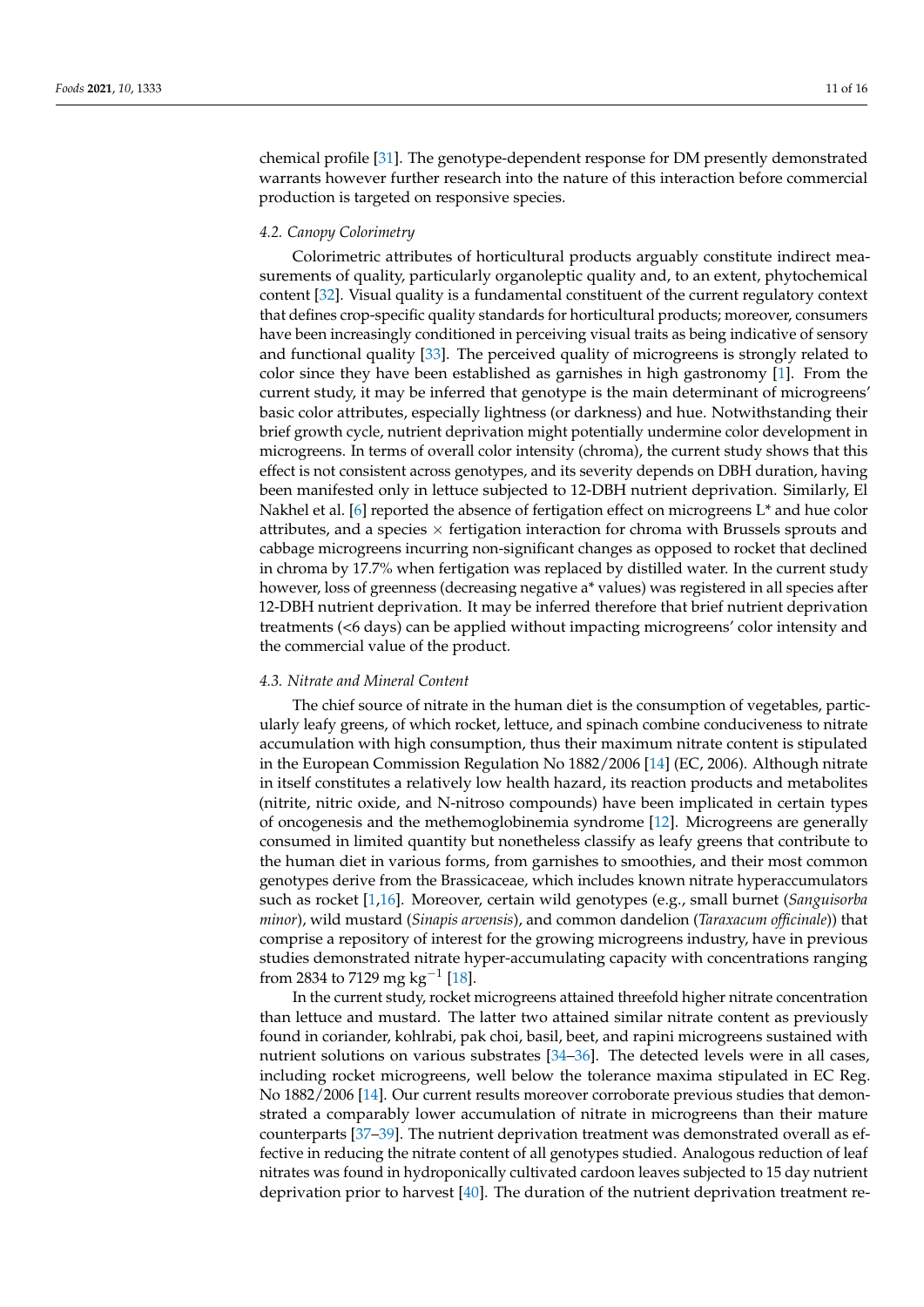chemical profile [31]. The genotype-dependent response for DM presently demonstrated warrants however further research into the nature of this interaction before commercial production is targeted on responsive species.

### *4.2. Canopy Colorimetry*

Colorimetric attributes of horticultural products arguably constitute indirect measurements of quality, particularly organoleptic quality and, to an extent, phytochemical content [32]. Visual quality is a fundamental constituent of the current regulatory context that defines crop-specific quality standards for horticultural products; moreover, consumers have been increasingly conditioned in perceiving visual traits as being indicative of sensory and functional quality [33]. The perceived quality of microgreens is strongly related to color since they have been established as garnishes in high gastronomy [1]. From the current study, it may be inferred that genotype is the main determinant of microgreens' basic color attributes, especially lightness (or darkness) and hue. Notwithstanding their brief growth cycle, nutrient deprivation might potentially undermine color development in microgreens. In terms of overall color intensity (chroma), the current study shows that this effect is not consistent across genotypes, and its severity depends on DBH duration, having been manifested only in lettuce subjected to 12-DBH nutrient deprivation. Similarly, El Nakhel et al. [6] reported the absence of fertigation effect on microgreens L* and hue color attributes, and a species × fertigation interaction for chroma with Brussels sprouts and cabbage microgreens incurring non-significant changes as opposed to rocket that declined in chroma by 17.7% when fertigation was replaced by distilled water. In the current study however, loss of greenness (decreasing negative a* values) was registered in all species after 12-DBH nutrient deprivation. It may be inferred therefore that brief nutrient deprivation treatments (<6 days) can be applied without impacting microgreens' color intensity and the commercial value of the product.

### *4.3. Nitrate and Mineral Content*

The chief source of nitrate in the human diet is the consumption of vegetables, particularly leafy greens, of which rocket, lettuce, and spinach combine conduciveness to nitrate accumulation with high consumption, thus their maximum nitrate content is stipulated in the European Commission Regulation No 1882/2006 [14] (EC, 2006). Although nitrate in itself constitutes a relatively low health hazard, its reaction products and metabolites (nitrite, nitric oxide, and N-nitroso compounds) have been implicated in certain types of oncogenesis and the methemoglobinemia syndrome [12]. Microgreens are generally consumed in limited quantity but nonetheless classify as leafy greens that contribute to the human diet in various forms, from garnishes to smoothies, and their most common genotypes derive from the Brassicaceae, which includes known nitrate hyperaccumulators such as rocket [1,16]. Moreover, certain wild genotypes (e.g., small burnet (*Sanguisorba minor*), wild mustard (*Sinapis arvensis*), and common dandelion (*Taraxacum officinale*)) that comprise a repository of interest for the growing microgreens industry, have in previous studies demonstrated nitrate hyper-accumulating capacity with concentrations ranging from 2834 to 7129 mg $kg^{-1}$ [18].

In the current study, rocket microgreens attained threefold higher nitrate concentration than lettuce and mustard. The latter two attained similar nitrate content as previously found in coriander, kohlrabi, pak choi, basil, beet, and rapini microgreens sustained with nutrient solutions on various substrates [34–36]. The detected levels were in all cases, including rocket microgreens, well below the tolerance maxima stipulated in EC Reg. No 1882/2006 [14]. Our current results moreover corroborate previous studies that demonstrated a comparably lower accumulation of nitrate in microgreens than their mature counterparts [37–39]. The nutrient deprivation treatment was demonstrated overall as effective in reducing the nitrate content of all genotypes studied. Analogous reduction of leaf nitrates was found in hydroponically cultivated cardoon leaves subjected to 15 day nutrient deprivation prior to harvest [40]. The duration of the nutrient deprivation treatment re-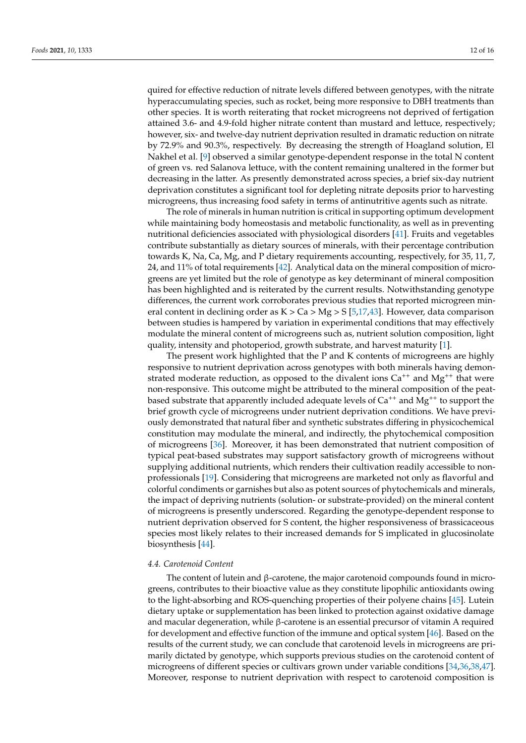quired for effective reduction of nitrate levels differed between genotypes, with the nitrate hyperaccumulating species, such as rocket, being more responsive to DBH treatments than other species. It is worth reiterating that rocket microgreens not deprived of fertigation attained 3.6- and 4.9-fold higher nitrate content than mustard and lettuce, respectively; however, six- and twelve-day nutrient deprivation resulted in dramatic reduction on nitrate by 72.9% and 90.3%, respectively. By decreasing the strength of Hoagland solution, El Nakhel et al. [9] observed a similar genotype-dependent response in the total N content of green vs. red Salanova lettuce, with the content remaining unaltered in the former but decreasing in the latter. As presently demonstrated across species, a brief six-day nutrient deprivation constitutes a significant tool for depleting nitrate deposits prior to harvesting microgreens, thus increasing food safety in terms of antinutritive agents such as nitrate.

The role of minerals in human nutrition is critical in supporting optimum development while maintaining body homeostasis and metabolic functionality, as well as in preventing nutritional deficiencies associated with physiological disorders [41]. Fruits and vegetables contribute substantially as dietary sources of minerals, with their percentage contribution towards K, Na, Ca, Mg, and P dietary requirements accounting, respectively, for 35, 11, 7, 24, and 11% of total requirements [42]. Analytical data on the mineral composition of microgreens are yet limited but the role of genotype as key determinant of mineral composition has been highlighted and is reiterated by the current results. Notwithstanding genotype differences, the current work corroborates previous studies that reported microgreen mineral content in declining order as K > Ca > Mg > S [5,17,43]. However, data comparison between studies is hampered by variation in experimental conditions that may effectively modulate the mineral content of microgreens such as, nutrient solution composition, light quality, intensity and photoperiod, growth substrate, and harvest maturity [1].

The present work highlighted that the P and K contents of microgreens are highly responsive to nutrient deprivation across genotypes with both minerals having demonstrated moderate reduction, as opposed to the divalent ions $Ca^{++}$ and $Mg^{++}$ that were non-responsive. This outcome might be attributed to the mineral composition of the peat-based substrate that apparently included adequate levels of $Ca^{++}$ and $Mg^{++}$ to support the brief growth cycle of microgreens under nutrient deprivation conditions. We have previously demonstrated that natural fiber and synthetic substrates differing in physicochemical constitution may modulate the mineral, and indirectly, the phytochemical composition of microgreens [36]. Moreover, it has been demonstrated that nutrient composition of typical peat-based substrates may support satisfactory growth of microgreens without supplying additional nutrients, which renders their cultivation readily accessible to non-professionals [19]. Considering that microgreens are marketed not only as flavorful and colorful condiments or garnishes but also as potent sources of phytochemicals and minerals, the impact of depriving nutrients (solution- or substrate-provided) on the mineral content of microgreens is presently underscored. Regarding the genotype-dependent response to nutrient deprivation observed for S content, the higher responsiveness of brassicaceous species most likely relates to their increased demands for S implicated in glucosinolate biosynthesis [44].

#### 4.4. Carotenoid Content

The content of lutein and β-carotene, the major carotenoid compounds found in microgreens, contributes to their bioactive value as they constitute lipophilic antioxidants owing to the light-absorbing and ROS-quenching properties of their polyene chains [45]. Lutein dietary uptake or supplementation has been linked to protection against oxidative damage and macular degeneration, while β-carotene is an essential precursor of vitamin A required for development and effective function of the immune and optical system [46]. Based on the results of the current study, we can conclude that carotenoid levels in microgreens are primarily dictated by genotype, which supports previous studies on the carotenoid content of microgreens of different species or cultivars grown under variable conditions [34,36,38,47]. Moreover, response to nutrient deprivation with respect to carotenoid composition is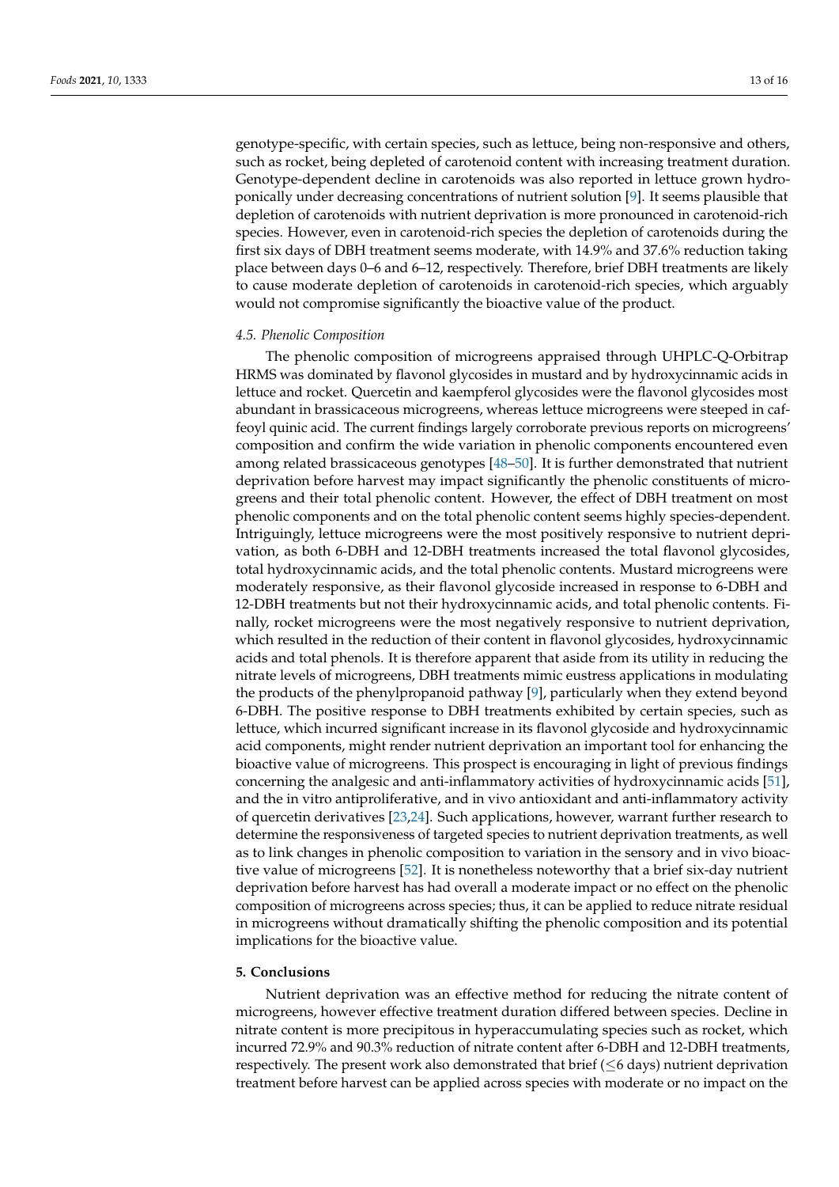genotype-specific, with certain species, such as lettuce, being non-responsive and others, such as rocket, being depleted of carotenoid content with increasing treatment duration. Genotype-dependent decline in carotenoids was also reported in lettuce grown hydroponically under decreasing concentrations of nutrient solution [9]. It seems plausible that depletion of carotenoids with nutrient deprivation is more pronounced in carotenoid-rich species. However, even in carotenoid-rich species the depletion of carotenoids during the first six days of DBH treatment seems moderate, with 14.9% and 37.6% reduction taking place between days 0–6 and 6–12, respectively. Therefore, brief DBH treatments are likely to cause moderate depletion of carotenoids in carotenoid-rich species, which arguably would not compromise significantly the bioactive value of the product.

### *4.5. Phenolic Composition*

The phenolic composition of microgreens appraised through UHPLC-Q-Orbitrap HRMS was dominated by flavonol glycosides in mustard and by hydroxycinnamic acids in lettuce and rocket. Quercetin and kaempferol glycosides were the flavonol glycosides most abundant in brassicaceous microgreens, whereas lettuce microgreens were steeped in caffeoyl quinic acid. The current findings largely corroborate previous reports on microgreens' composition and confirm the wide variation in phenolic components encountered even among related brassicaceous genotypes [48–50]. It is further demonstrated that nutrient deprivation before harvest may impact significantly the phenolic constituents of microgreens and their total phenolic content. However, the effect of DBH treatment on most phenolic components and on the total phenolic content seems highly species-dependent. Intriguingly, lettuce microgreens were the most positively responsive to nutrient deprivation, as both 6-DBH and 12-DBH treatments increased the total flavonol glycosides, total hydroxycinnamic acids, and the total phenolic contents. Mustard microgreens were moderately responsive, as their flavonol glycoside increased in response to 6-DBH and 12-DBH treatments but not their hydroxycinnamic acids, and total phenolic contents. Finally, rocket microgreens were the most negatively responsive to nutrient deprivation, which resulted in the reduction of their content in flavonol glycosides, hydroxycinnamic acids and total phenols. It is therefore apparent that aside from its utility in reducing the nitrate levels of microgreens, DBH treatments mimic eustress applications in modulating the products of the phenylpropanoid pathway [9], particularly when they extend beyond 6-DBH. The positive response to DBH treatments exhibited by certain species, such as lettuce, which incurred significant increase in its flavonol glycoside and hydroxycinnamic acid components, might render nutrient deprivation an important tool for enhancing the bioactive value of microgreens. This prospect is encouraging in light of previous findings concerning the analgesic and anti-inflammatory activities of hydroxycinnamic acids [51], and the in vitro antiproliferative, and in vivo antioxidant and anti-inflammatory activity of quercetin derivatives [23,24]. Such applications, however, warrant further research to determine the responsiveness of targeted species to nutrient deprivation treatments, as well as to link changes in phenolic composition to variation in the sensory and in vivo bioactive value of microgreens [52]. It is nonetheless noteworthy that a brief six-day nutrient deprivation before harvest has had overall a moderate impact or no effect on the phenolic composition of microgreens across species; thus, it can be applied to reduce nitrate residual in microgreens without dramatically shifting the phenolic composition and its potential implications for the bioactive value.

## **5. Conclusions**

Nutrient deprivation was an effective method for reducing the nitrate content of microgreens, however effective treatment duration differed between species. Decline in nitrate content is more precipitous in hyperaccumulating species such as rocket, which incurred 72.9% and 90.3% reduction of nitrate content after 6-DBH and 12-DBH treatments, respectively. The present work also demonstrated that brief ($\leq$6 days) nutrient deprivation treatment before harvest can be applied across species with moderate or no impact on the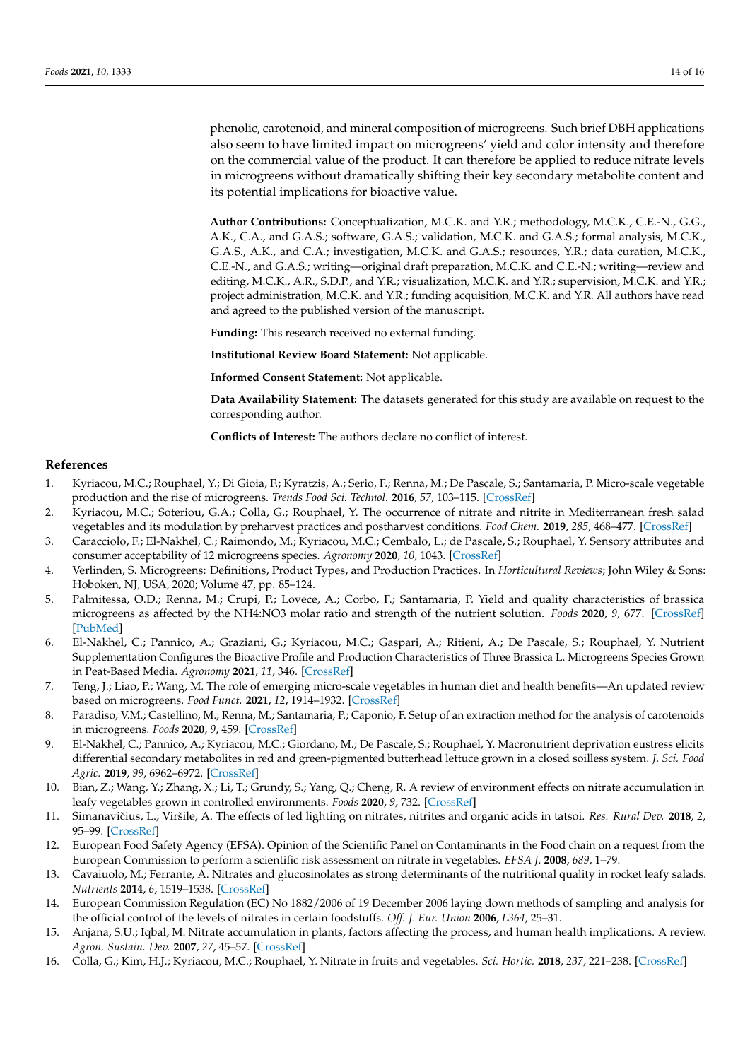phenolic, carotenoid, and mineral composition of microgreens. Such brief DBH applications also seem to have limited impact on microgreens' yield and color intensity and therefore on the commercial value of the product. It can therefore be applied to reduce nitrate levels in microgreens without dramatically shifting their key secondary metabolite content and its potential implications for bioactive value.

**Author Contributions:** Conceptualization, M.C.K. and Y.R.; methodology, M.C.K., C.E.-N., G.G., A.K., C.A., and G.A.S.; software, G.A.S.; validation, M.C.K. and G.A.S.; formal analysis, M.C.K., G.A.S., A.K., and C.A.; investigation, M.C.K. and G.A.S.; resources, Y.R.; data curation, M.C.K., C.E.-N., and G.A.S.; writing—original draft preparation, M.C.K. and C.E.-N.; writing—review and editing, M.C.K., A.R., S.D.P., and Y.R.; visualization, M.C.K. and Y.R.; supervision, M.C.K. and Y.R.; project administration, M.C.K. and Y.R.; funding acquisition, M.C.K. and Y.R. All authors have read and agreed to the published version of the manuscript.

**Funding:** This research received no external funding.

**Institutional Review Board Statement:** Not applicable.

**Informed Consent Statement:** Not applicable.

**Data Availability Statement:** The datasets generated for this study are available on request to the corresponding author.

**Conflicts of Interest:** The authors declare no conflict of interest.

## References

1. Kyriacou, M.C.; Rouphael, Y.; Di Gioia, F.; Kyratzis, A.; Serio, F.; Renna, M.; De Pascale, S.; Santamaria, P. Micro-scale vegetable production and the rise of microgreens. *Trends Food Sci. Technol.* **2016**, *57*, 103–115. [CrossRef]
2. Kyriacou, M.C.; Soteriou, G.A.; Colla, G.; Rouphael, Y. The occurrence of nitrate and nitrite in Mediterranean fresh salad vegetables and its modulation by preharvest practices and postharvest conditions. *Food Chem.* **2019**, *285*, 468–477. [CrossRef]
3. Caracciolo, F.; El-Nakhel, C.; Raimondo, M.; Kyriacou, M.C.; Cembalo, L.; de Pascale, S.; Rouphael, Y. Sensory attributes and consumer acceptability of 12 microgreens species. *Agronomy* **2020**, *10*, 1043. [CrossRef]
4. Verlinden, S. Microgreens: Definitions, Product Types, and Production Practices. In *Horticultural Reviews*; John Wiley & Sons: Hoboken, NJ, USA, 2020; Volume 47, pp. 85–124.
5. Palmitessa, O.D.; Renna, M.; Crupi, P.; Lovece, A.; Corbo, F.; Santamaria, P. Yield and quality characteristics of brassica microgreens as affected by the NH4:NO3 molar ratio and strength of the nutrient solution. *Foods* **2020**, *9*, 677. [CrossRef] [PubMed]
6. El-Nakhel, C.; Pannico, A.; Graziani, G.; Kyriacou, M.C.; Gaspari, A.; Ritieni, A.; De Pascale, S.; Rouphael, Y. Nutrient Supplementation Configures the Bioactive Profile and Production Characteristics of Three Brassica L. Microgreens Species Grown in Peat-Based Media. *Agronomy* **2021**, *11*, 346. [CrossRef]
7. Teng, J.; Liao, P.; Wang, M. The role of emerging micro-scale vegetables in human diet and health benefits—An updated review based on microgreens. *Food Funct.* **2021**, *12*, 1914–1932. [CrossRef]
8. Paradiso, V.M.; Castellino, M.; Renna, M.; Santamaria, P.; Caponio, F. Setup of an extraction method for the analysis of carotenoids in microgreens. *Foods* **2020**, *9*, 459. [CrossRef]
9. El-Nakhel, C.; Pannico, A.; Kyriacou, M.C.; Giordano, M.; De Pascale, S.; Rouphael, Y. Macronutrient deprivation eustress elicits differential secondary metabolites in red and green-pigmented butterhead lettuce grown in a closed soilless system. *J. Sci. Food Agric.* **2019**, *99*, 6962–6972. [CrossRef]
10. Bian, Z.; Wang, Y.; Zhang, X.; Li, T.; Grundy, S.; Yang, Q.; Cheng, R. A review of environment effects on nitrate accumulation in leafy vegetables grown in controlled environments. *Foods* **2020**, *9*, 732. [CrossRef]
11. Simanavičius, L.; Viršile, A. The effects of led lighting on nitrates, nitrites and organic acids in tatsoi. *Res. Rural Dev.* **2018**, *2*, 95–99. [CrossRef]
12. European Food Safety Agency (EFSA). Opinion of the Scientific Panel on Contaminants in the Food chain on a request from the European Commission to perform a scientific risk assessment on nitrate in vegetables. *EFSA J.* **2008**, *689*, 1–79.
13. Cavaiuolo, M.; Ferrante, A. Nitrates and glucosinolates as strong determinants of the nutritional quality in rocket leafy salads. *Nutrients* **2014**, *6*, 1519–1538. [CrossRef]
14. European Commission Regulation (EC) No 1882/2006 of 19 December 2006 laying down methods of sampling and analysis for the official control of the levels of nitrates in certain foodstuffs. *Off. J. Eur. Union* **2006**, *L364*, 25–31.
15. Anjana, S.U.; Iqbal, M. Nitrate accumulation in plants, factors affecting the process, and human health implications. A review. *Agron. Sustain. Dev.* **2007**, *27*, 45–57. [CrossRef]
16. Colla, G.; Kim, H.J.; Kyriacou, M.C.; Rouphael, Y. Nitrate in fruits and vegetables. *Sci. Hortic.* **2018**, *237*, 221–238. [CrossRef]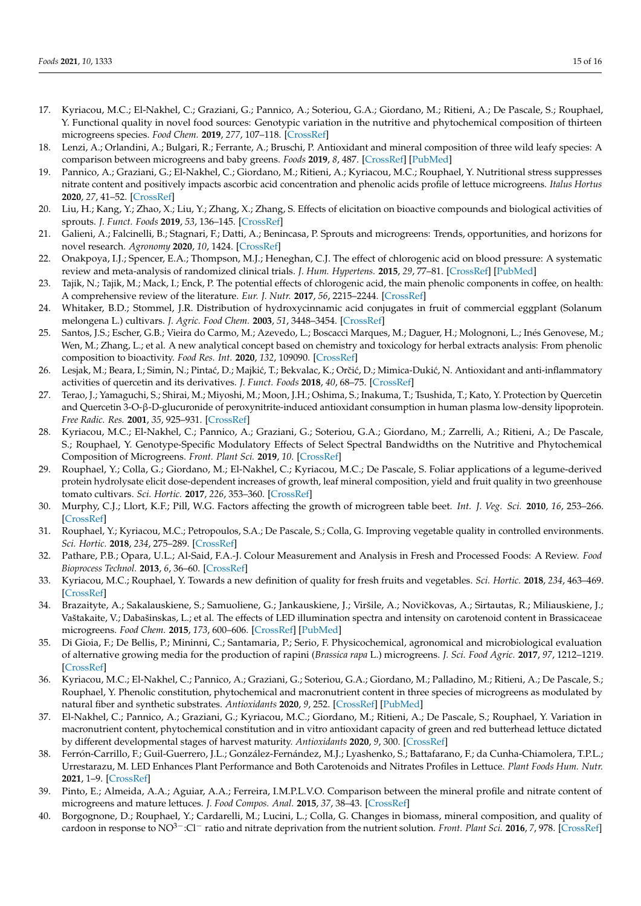17. Kyriacou, M.C.; El-Nakhel, C.; Graziani, G.; Pannico, A.; Soteriou, G.A.; Giordano, M.; Ritieni, A.; De Pascale, S.; Rouphael, Y. Functional quality in novel food sources: Genotypic variation in the nutritive and phytochemical composition of thirteen microgreens species. *Food Chem.* **2019**, *277*, 107–118. [CrossRef]
18. Lenzi, A.; Orlandini, A.; Bulgari, R.; Ferrante, A.; Bruschi, P. Antioxidant and mineral composition of three wild leafy species: A comparison between microgreens and baby greens. *Foods* **2019**, *8*, 487. [CrossRef] [PubMed]
19. Pannico, A.; Graziani, G.; El-Nakhel, C.; Giordano, M.; Ritieni, A.; Kyriacou, M.C.; Rouphael, Y. Nutritional stress suppresses nitrate content and positively impacts ascorbic acid concentration and phenolic acids profile of lettuce microgreens. *Italus Hortus* **2020**, *27*, 41–52. [CrossRef]
20. Liu, H.; Kang, Y.; Zhao, X.; Liu, Y.; Zhang, X.; Zhang, S. Effects of elicitation on bioactive compounds and biological activities of sprouts. *J. Funct. Foods* **2019**, *53*, 136–145. [CrossRef]
21. Galieni, A.; Falcinelli, B.; Stagnari, F.; Datti, A.; Benincasa, P. Sprouts and microgreens: Trends, opportunities, and horizons for novel research. *Agronomy* **2020**, *10*, 1424. [CrossRef]
22. Onakpoya, I.J.; Spencer, E.A.; Thompson, M.J.; Heneghan, C.J. The effect of chlorogenic acid on blood pressure: A systematic review and meta-analysis of randomized clinical trials. *J. Hum. Hypertens.* **2015**, *29*, 77–81. [CrossRef] [PubMed]
23. Tajik, N.; Tajik, M.; Mack, I.; Enck, P. The potential effects of chlorogenic acid, the main phenolic components in coffee, on health: A comprehensive review of the literature. *Eur. J. Nutr.* **2017**, *56*, 2215–2244. [CrossRef]
24. Whitaker, B.D.; Stommel, J.R. Distribution of hydroxycinnamic acid conjugates in fruit of commercial eggplant (Solanum melongena L.) cultivars. *J. Agric. Food Chem.* **2003**, *51*, 3448–3454. [CrossRef]
25. Santos, J.S.; Escher, G.B.; Vieira do Carmo, M.; Azevedo, L.; Boscacci Marques, M.; Daguer, H.; Molognoni, L.; Inés Genovese, M.; Wen, M.; Zhang, L.; et al. A new analytical concept based on chemistry and toxicology for herbal extracts analysis: From phenolic composition to bioactivity. *Food Res. Int.* **2020**, *132*, 109090. [CrossRef]
26. Lesjak, M.; Beara, I.; Simin, N.; Pintać, D.; Majkić, T.; Bekvalac, K.; Orčić, D.; Mimica-Dukić, N. Antioxidant and anti-inflammatory activities of quercetin and its derivatives. *J. Funct. Foods* **2018**, *40*, 68–75. [CrossRef]
27. Terao, J.; Yamaguchi, S.; Shirai, M.; Miyoshi, M.; Moon, J.H.; Oshima, S.; Inakuma, T.; Tsushida, T.; Kato, Y. Protection by Quercetin and Quercetin 3-O-β-D-glucuronide of peroxynitrite-induced antioxidant consumption in human plasma low-density lipoprotein. *Free Radic. Res.* **2001**, *35*, 925–931. [CrossRef]
28. Kyriacou, M.C.; El-Nakhel, C.; Pannico, A.; Graziani, G.; Soteriou, G.A.; Giordano, M.; Zarrelli, A.; Ritieni, A.; De Pascale, S.; Rouphael, Y. Genotype-Specific Modulatory Effects of Select Spectral Bandwidths on the Nutritive and Phytochemical Composition of Microgreens. *Front. Plant Sci.* **2019**, *10*. [CrossRef]
29. Rouphael, Y.; Colla, G.; Giordano, M.; El-Nakhel, C.; Kyriacou, M.C.; De Pascale, S. Foliar applications of a legume-derived protein hydrolysate elicit dose-dependent increases of growth, leaf mineral composition, yield and fruit quality in two greenhouse tomato cultivars. *Sci. Hortic.* **2017**, *226*, 353–360. [CrossRef]
30. Murphy, C.J.; Llort, K.F.; Pill, W.G. Factors affecting the growth of microgreen table beet. *Int. J. Veg. Sci.* **2010**, *16*, 253–266. [CrossRef]
31. Rouphael, Y.; Kyriacou, M.C.; Petropoulos, S.A.; De Pascale, S.; Colla, G. Improving vegetable quality in controlled environments. *Sci. Hortic.* **2018**, *234*, 275–289. [CrossRef]
32. Pathare, P.B.; Opara, U.L.; Al-Said, F.A.-J. Colour Measurement and Analysis in Fresh and Processed Foods: A Review. *Food Bioprocess Technol.* **2013**, *6*, 36–60. [CrossRef]
33. Kyriacou, M.C.; Rouphael, Y. Towards a new definition of quality for fresh fruits and vegetables. *Sci. Hortic.* **2018**, *234*, 463–469. [CrossRef]
34. Brazaityte, A.; Sakalauskiene, S.; Samuoliene, G.; Jankauskiene, J.; Viršile, A.; Novičkovas, A.; Sirtautas, R.; Miliauskiene, J.; Vaštakaite, V.; Dabašinskas, L.; et al. The effects of LED illumination spectra and intensity on carotenoid content in Brassicaceae microgreens. *Food Chem.* **2015**, *173*, 600–606. [CrossRef] [PubMed]
35. Di Gioia, F.; De Bellis, P.; Mininni, C.; Santamaria, P.; Serio, F. Physicochemical, agronomical and microbiological evaluation of alternative growing media for the production of rapini (*Brassica rapa* L.) microgreens. *J. Sci. Food Agric.* **2017**, *97*, 1212–1219. [CrossRef]
36. Kyriacou, M.C.; El-Nakhel, C.; Pannico, A.; Graziani, G.; Soteriou, G.A.; Giordano, M.; Palladino, M.; Ritieni, A.; De Pascale, S.; Rouphael, Y. Phenolic constitution, phytochemical and macronutrient content in three species of microgreens as modulated by natural fiber and synthetic substrates. *Antioxidants* **2020**, *9*, 252. [CrossRef] [PubMed]
37. El-Nakhel, C.; Pannico, A.; Graziani, G.; Kyriacou, M.C.; Giordano, M.; Ritieni, A.; De Pascale, S.; Rouphael, Y. Variation in macronutrient content, phytochemical constitution and in vitro antioxidant capacity of green and red butterhead lettuce dictated by different developmental stages of harvest maturity. *Antioxidants* **2020**, *9*, 300. [CrossRef]
38. Ferrón-Carrillo, F.; Guil-Guerrero, J.L.; González-Fernández, M.J.; Lyashenko, S.; Battafarano, F.; da Cunha-Chiamolera, T.P.L.; Urrestarazu, M. LED Enhances Plant Performance and Both Carotenoids and Nitrates Profiles in Lettuce. *Plant Foods Hum. Nutr.* **2021**, 1–9. [CrossRef]
39. Pinto, E.; Almeida, A.A.; Aguiar, A.A.; Ferreira, I.M.P.L.V.O. Comparison between the mineral profile and nitrate content of microgreens and mature lettuces. *J. Food Compos. Anal.* **2015**, *37*, 38–43. [CrossRef]
40. Borgognone, D.; Rouphael, Y.; Cardarelli, M.; Lucini, L.; Colla, G. Changes in biomass, mineral composition, and quality of cardoon in response to $NO^{3-}$:$Cl^-$ ratio and nitrate deprivation from the nutrient solution. *Front. Plant Sci.* **2016**, *7*, 978. [CrossRef]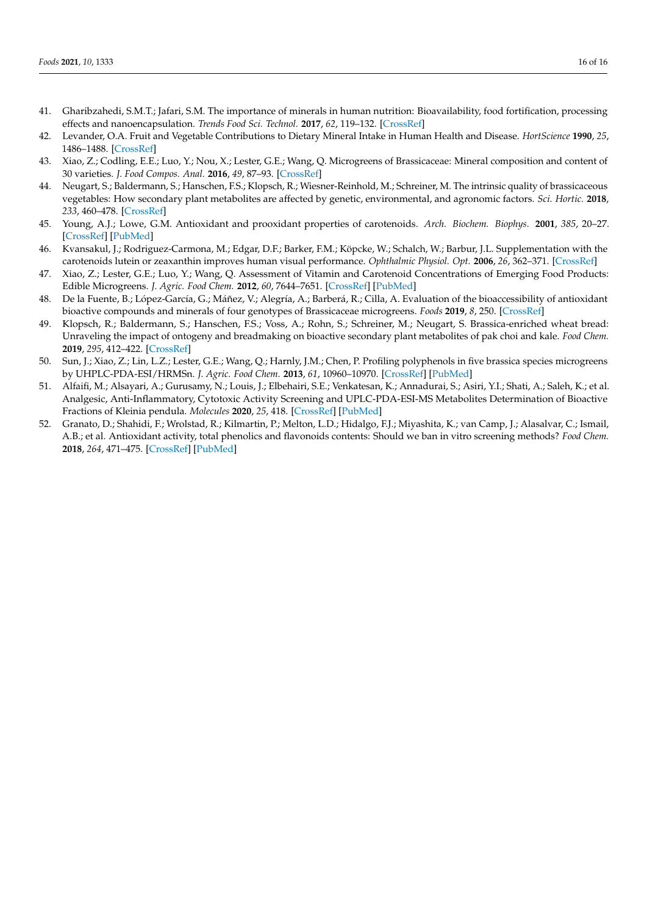41. Gharibzahedi, S.M.T.; Jafari, S.M. The importance of minerals in human nutrition: Bioavailability, food fortification, processing effects and nanoencapsulation. *Trends Food Sci. Technol.* **2017**, *62*, 119–132. [CrossRef]
42. Levander, O.A. Fruit and Vegetable Contributions to Dietary Mineral Intake in Human Health and Disease. *HortScience* **1990**, *25*, 1486–1488. [CrossRef]
43. Xiao, Z.; Codling, E.E.; Luo, Y.; Nou, X.; Lester, G.E.; Wang, Q. Microgreens of Brassicaceae: Mineral composition and content of 30 varieties. *J. Food Compos. Anal.* **2016**, *49*, 87–93. [CrossRef]
44. Neugart, S.; Baldermann, S.; Hanschen, F.S.; Klopsch, R.; Wiesner-Reinhold, M.; Schreiner, M. The intrinsic quality of brassicaceous vegetables: How secondary plant metabolites are affected by genetic, environmental, and agronomic factors. *Sci. Hortic.* **2018**, *233*, 460–478. [CrossRef]
45. Young, A.J.; Lowe, G.M. Antioxidant and prooxidant properties of carotenoids. *Arch. Biochem. Biophys.* **2001**, *385*, 20–27. [CrossRef] [PubMed]
46. Kvansakul, J.; Rodriguez-Carmona, M.; Edgar, D.F.; Barker, F.M.; Köpcke, W.; Schalch, W.; Barbur, J.L. Supplementation with the carotenoids lutein or zeaxanthin improves human visual performance. *Ophthalmic Physiol. Opt.* **2006**, *26*, 362–371. [CrossRef]
47. Xiao, Z.; Lester, G.E.; Luo, Y.; Wang, Q. Assessment of Vitamin and Carotenoid Concentrations of Emerging Food Products: Edible Microgreens. *J. Agric. Food Chem.* **2012**, *60*, 7644–7651. [CrossRef] [PubMed]
48. De la Fuente, B.; López-García, G.; Máñez, V.; Alegría, A.; Barberá, R.; Cilla, A. Evaluation of the bioaccessibility of antioxidant bioactive compounds and minerals of four genotypes of Brassicaceae microgreens. *Foods* **2019**, *8*, 250. [CrossRef]
49. Klopsch, R.; Baldermann, S.; Hanschen, F.S.; Voss, A.; Rohn, S.; Schreiner, M.; Neugart, S. Brassica-enriched wheat bread: Unraveling the impact of ontogeny and breadmaking on bioactive secondary plant metabolites of pak choi and kale. *Food Chem.* **2019**, *295*, 412–422. [CrossRef]
50. Sun, J.; Xiao, Z.; Lin, L.Z.; Lester, G.E.; Wang, Q.; Harnly, J.M.; Chen, P. Profiling polyphenols in five brassica species microgreens by UHPLC-PDA-ESI/HRMSn. *J. Agric. Food Chem.* **2013**, *61*, 10960–10970. [CrossRef] [PubMed]
51. Alfaifi, M.; Alsayari, A.; Gurusamy, N.; Louis, J.; Elbehairi, S.E.; Venkatesan, K.; Annadurai, S.; Asiri, Y.I.; Shati, A.; Saleh, K.; et al. Analgesic, Anti-Inflammatory, Cytotoxic Activity Screening and UPLC-PDA-ESI-MS Metabolites Determination of Bioactive Fractions of Kleinia pendula. *Molecules* **2020**, *25*, 418. [CrossRef] [PubMed]
52. Granato, D.; Shahidi, F.; Wrolstad, R.; Kilmartin, P.; Melton, L.D.; Hidalgo, F.J.; Miyashita, K.; van Camp, J.; Alasalvar, C.; Ismail, A.B.; et al. Antioxidant activity, total phenolics and flavonoids contents: Should we ban in vitro screening methods? *Food Chem.* **2018**, *264*, 471–475. [CrossRef] [PubMed]